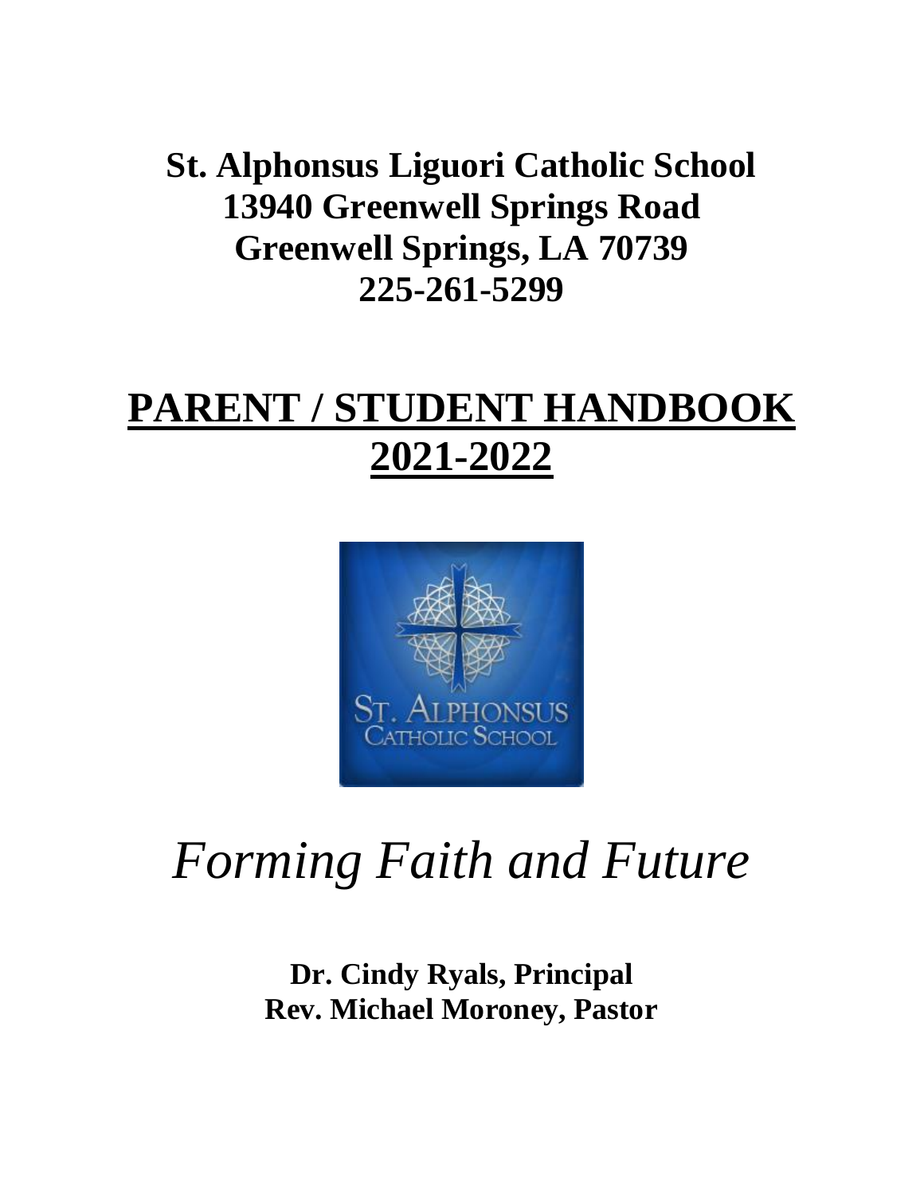# St. Alphonsus Liguori Catholic School
# 13940 Greenwell Springs Road
# Greenwell Springs, LA 70739
# 225-261-5299

# PARENT / STUDENT HANDBOOK 2021-2022

*Forming Faith and Future*

**Dr. Cindy Ryals, Principal**
**Rev. Michael Moroney, Pastor**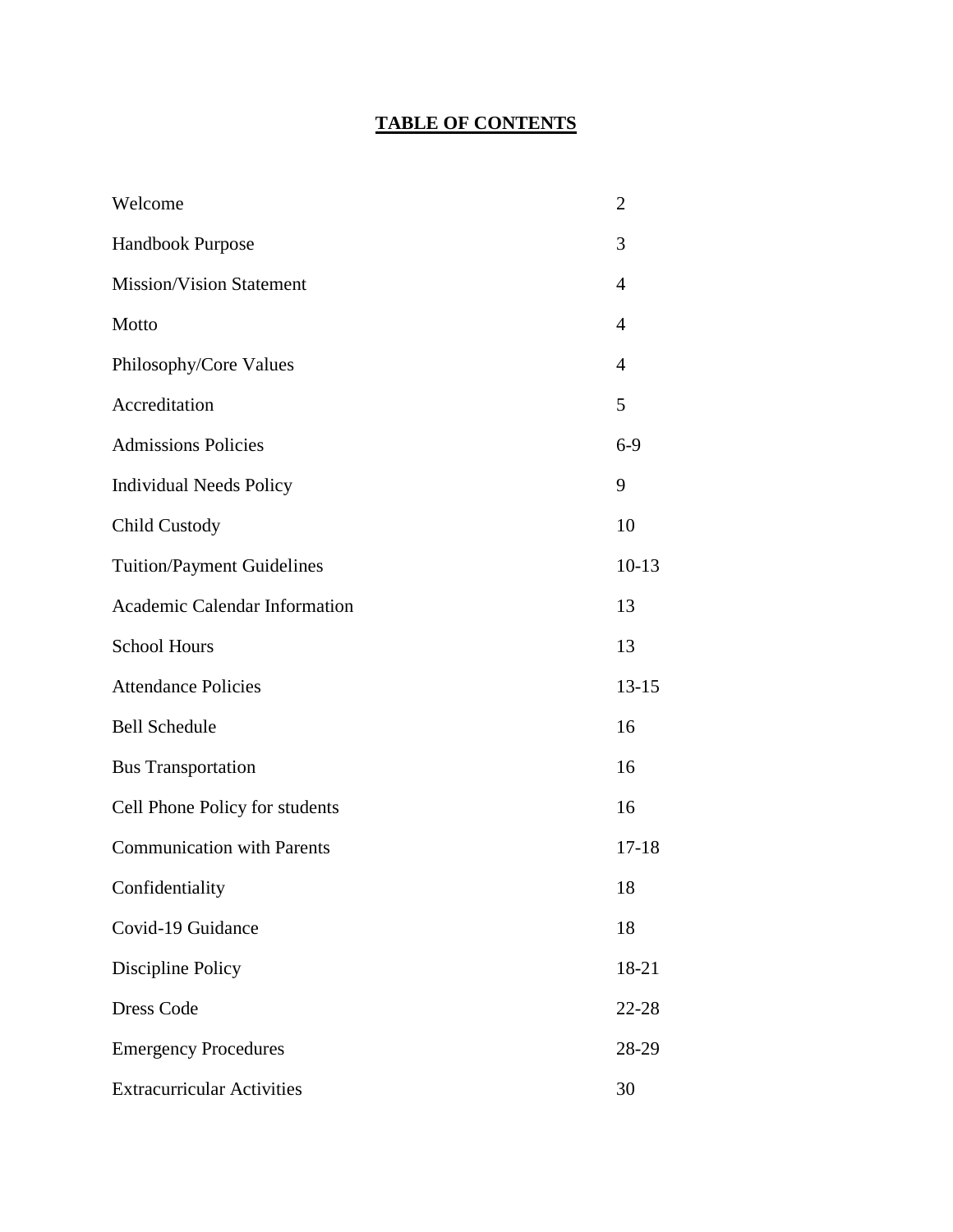# **TABLE OF CONTENTS**

| | |
|---|---|
| Welcome | 2 |
| Handbook Purpose | 3 |
| Mission/Vision Statement | 4 |
| Motto | 4 |
| Philosophy/Core Values | 4 |
| Accreditation | 5 |
| Admissions Policies | 6-9 |
| Individual Needs Policy | 9 |
| Child Custody | 10 |
| Tuition/Payment Guidelines | 10-13 |
| Academic Calendar Information | 13 |
| School Hours | 13 |
| Attendance Policies | 13-15 |
| Bell Schedule | 16 |
| Bus Transportation | 16 |
| Cell Phone Policy for students | 16 |
| Communication with Parents | 17-18 |
| Confidentiality | 18 |
| Covid-19 Guidance | 18 |
| Discipline Policy | 18-21 |
| Dress Code | 22-28 |
| Emergency Procedures | 28-29 |
| Extracurricular Activities | 30 |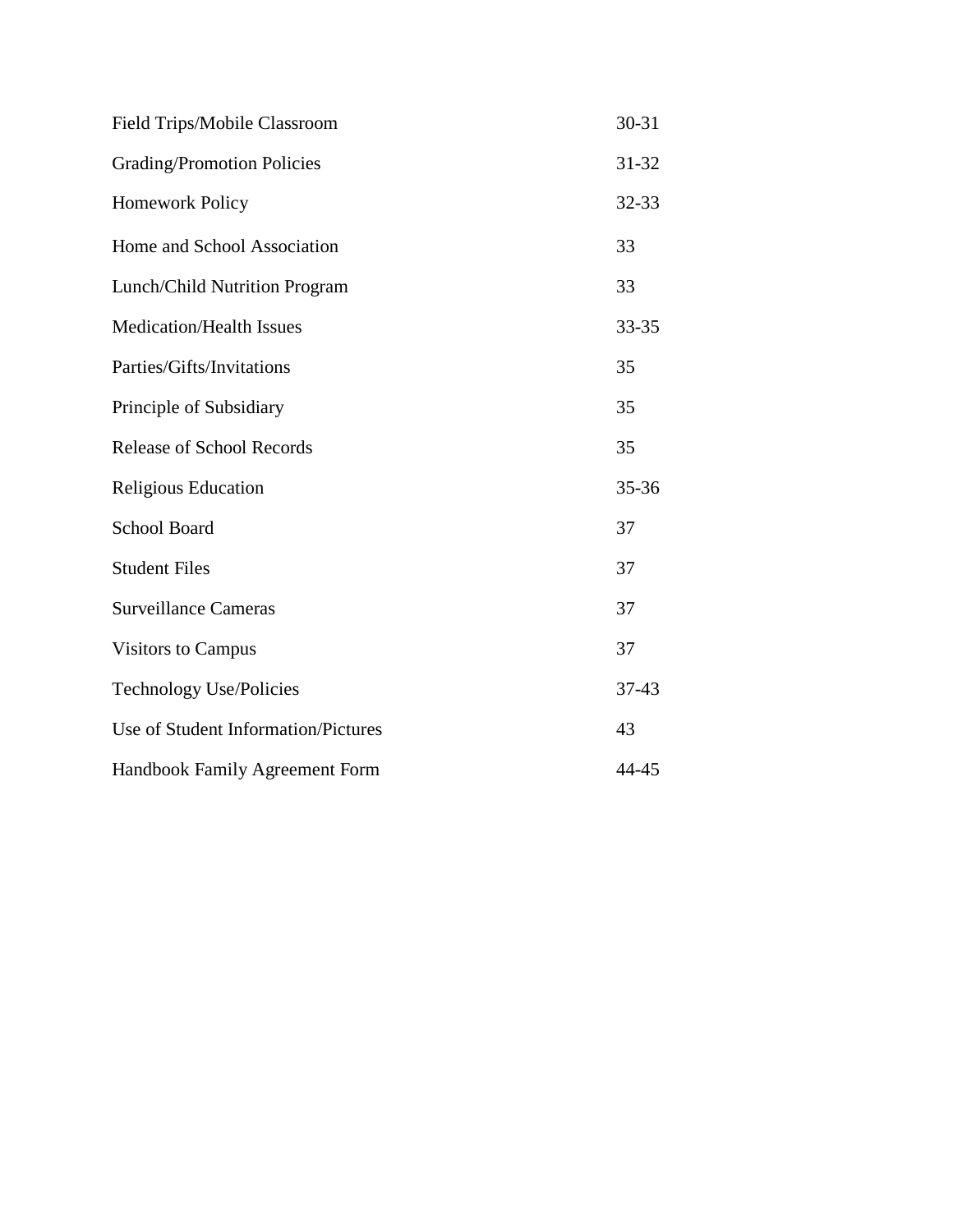| | |
|---|---|
| Field Trips/Mobile Classroom | 30-31 |
| Grading/Promotion Policies | 31-32 |
| Homework Policy | 32-33 |
| Home and School Association | 33 |
| Lunch/Child Nutrition Program | 33 |
| Medication/Health Issues | 33-35 |
| Parties/Gifts/Invitations | 35 |
| Principle of Subsidiary | 35 |
| Release of School Records | 35 |
| Religious Education | 35-36 |
| School Board | 37 |
| Student Files | 37 |
| Surveillance Cameras | 37 |
| Visitors to Campus | 37 |
| Technology Use/Policies | 37-43 |
| Use of Student Information/Pictures | 43 |
| Handbook Family Agreement Form | 44-45 |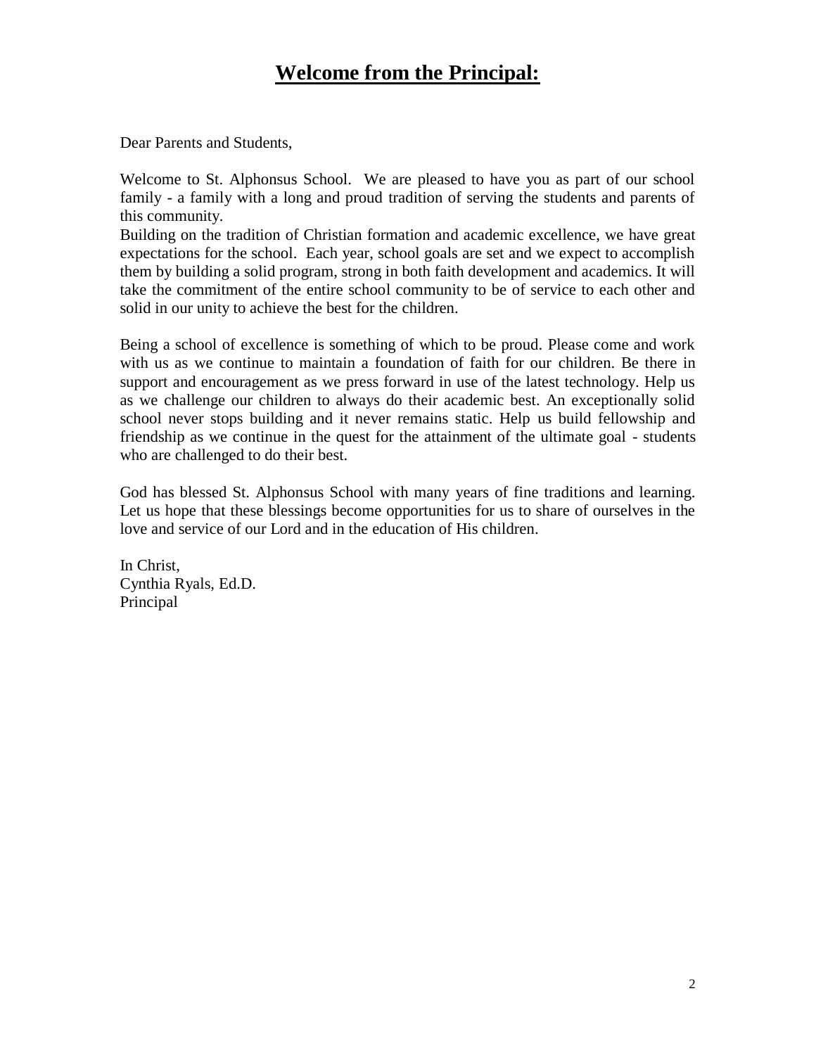# Welcome from the Principal:

Dear Parents and Students,

Welcome to St. Alphonsus School. We are pleased to have you as part of our school family - a family with a long and proud tradition of serving the students and parents of this community.
Building on the tradition of Christian formation and academic excellence, we have great expectations for the school. Each year, school goals are set and we expect to accomplish them by building a solid program, strong in both faith development and academics. It will take the commitment of the entire school community to be of service to each other and solid in our unity to achieve the best for the children.

Being a school of excellence is something of which to be proud. Please come and work with us as we continue to maintain a foundation of faith for our children. Be there in support and encouragement as we press forward in use of the latest technology. Help us as we challenge our children to always do their academic best. An exceptionally solid school never stops building and it never remains static. Help us build fellowship and friendship as we continue in the quest for the attainment of the ultimate goal - students who are challenged to do their best.

God has blessed St. Alphonsus School with many years of fine traditions and learning. Let us hope that these blessings become opportunities for us to share of ourselves in the love and service of our Lord and in the education of His children.

In Christ,
Cynthia Ryals, Ed.D.
Principal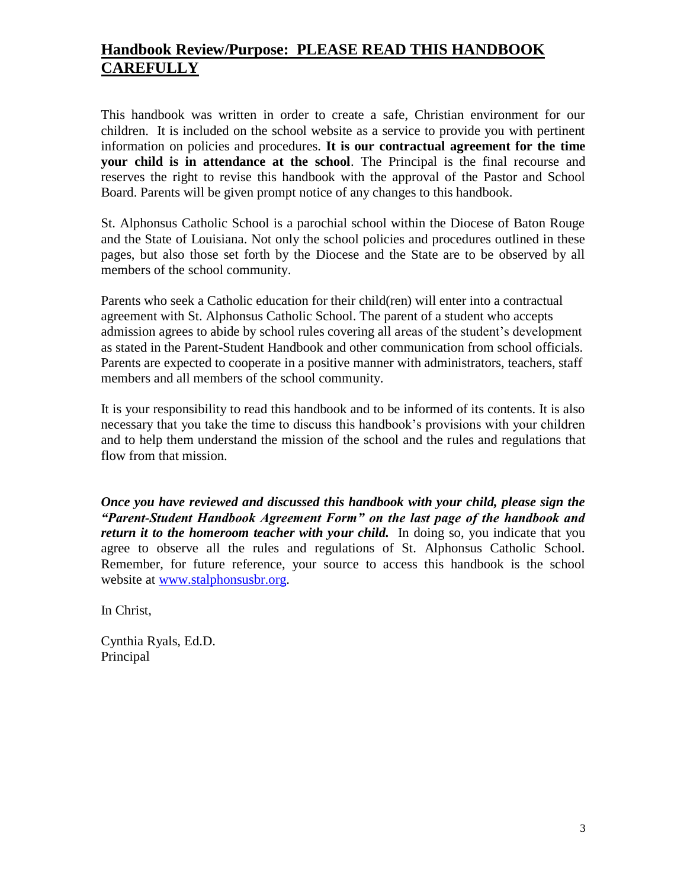## Handbook Review/Purpose: PLEASE READ THIS HANDBOOK CAREFULLY

This handbook was written in order to create a safe, Christian environment for our children. It is included on the school website as a service to provide you with pertinent information on policies and procedures. **It is our contractual agreement for the time your child is in attendance at the school**. The Principal is the final recourse and reserves the right to revise this handbook with the approval of the Pastor and School Board. Parents will be given prompt notice of any changes to this handbook.

St. Alphonsus Catholic School is a parochial school within the Diocese of Baton Rouge and the State of Louisiana. Not only the school policies and procedures outlined in these pages, but also those set forth by the Diocese and the State are to be observed by all members of the school community.

Parents who seek a Catholic education for their child(ren) will enter into a contractual agreement with St. Alphonsus Catholic School. The parent of a student who accepts admission agrees to abide by school rules covering all areas of the student's development as stated in the Parent-Student Handbook and other communication from school officials. Parents are expected to cooperate in a positive manner with administrators, teachers, staff members and all members of the school community.

It is your responsibility to read this handbook and to be informed of its contents. It is also necessary that you take the time to discuss this handbook's provisions with your children and to help them understand the mission of the school and the rules and regulations that flow from that mission.

***Once you have reviewed and discussed this handbook with your child, please sign the "Parent-Student Handbook Agreement Form" on the last page of the handbook and return it to the homeroom teacher with your child.*** In doing so, you indicate that you agree to observe all the rules and regulations of St. Alphonsus Catholic School. Remember, for future reference, your source to access this handbook is the school website at [www.stalphonsusbr.org](http://www.stalphonsusbr.org).

In Christ,

Cynthia Ryals, Ed.D.
Principal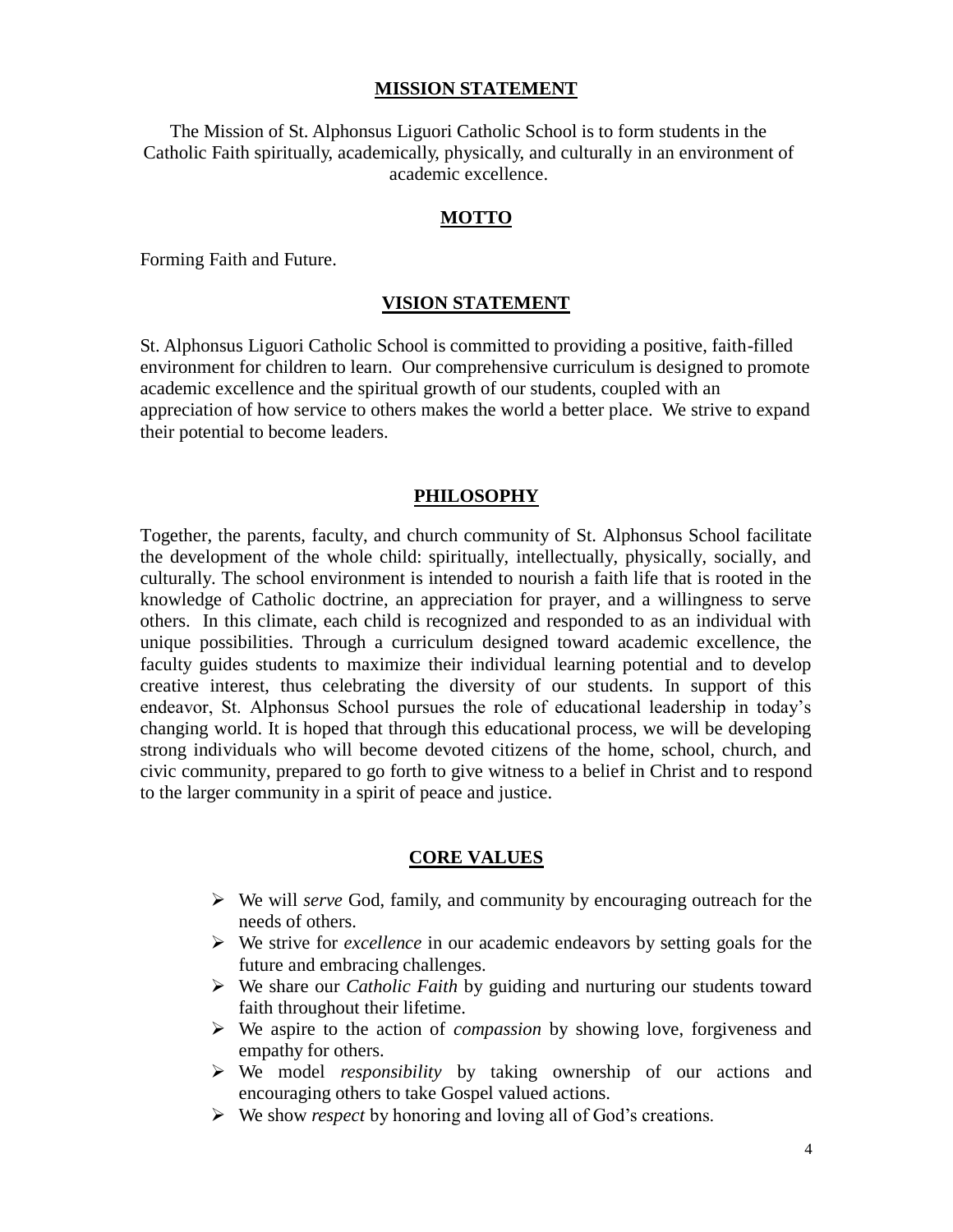## MISSION STATEMENT

The Mission of St. Alphonsus Liguori Catholic School is to form students in the Catholic Faith spiritually, academically, physically, and culturally in an environment of academic excellence.

## MOTTO

Forming Faith and Future.

## VISION STATEMENT

St. Alphonsus Liguori Catholic School is committed to providing a positive, faith-filled environment for children to learn. Our comprehensive curriculum is designed to promote academic excellence and the spiritual growth of our students, coupled with an appreciation of how service to others makes the world a better place. We strive to expand their potential to become leaders.

## PHILOSOPHY

Together, the parents, faculty, and church community of St. Alphonsus School facilitate the development of the whole child: spiritually, intellectually, physically, socially, and culturally. The school environment is intended to nourish a faith life that is rooted in the knowledge of Catholic doctrine, an appreciation for prayer, and a willingness to serve others. In this climate, each child is recognized and responded to as an individual with unique possibilities. Through a curriculum designed toward academic excellence, the faculty guides students to maximize their individual learning potential and to develop creative interest, thus celebrating the diversity of our students. In support of this endeavor, St. Alphonsus School pursues the role of educational leadership in today's changing world. It is hoped that through this educational process, we will be developing strong individuals who will become devoted citizens of the home, school, church, and civic community, prepared to go forth to give witness to a belief in Christ and to respond to the larger community in a spirit of peace and justice.

## CORE VALUES

- We will *serve* God, family, and community by encouraging outreach for the needs of others.
- We strive for *excellence* in our academic endeavors by setting goals for the future and embracing challenges.
- We share our *Catholic Faith* by guiding and nurturing our students toward faith throughout their lifetime.
- We aspire to the action of *compassion* by showing love, forgiveness and empathy for others.
- We model *responsibility* by taking ownership of our actions and encouraging others to take Gospel valued actions.
- We show *respect* by honoring and loving all of God's creations.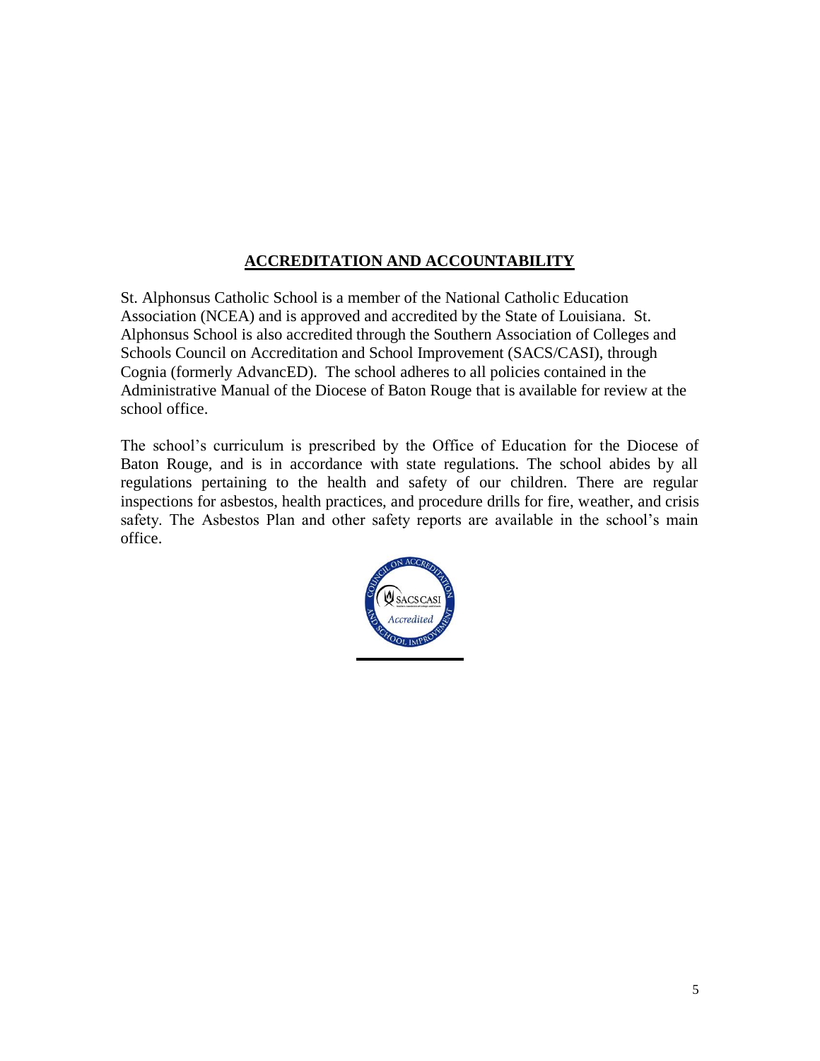## ACCREDITATION AND ACCOUNTABILITY

St. Alphonsus Catholic School is a member of the National Catholic Education Association (NCEA) and is approved and accredited by the State of Louisiana. St. Alphonsus School is also accredited through the Southern Association of Colleges and Schools Council on Accreditation and School Improvement (SACS/CASI), through Cognia (formerly AdvancED). The school adheres to all policies contained in the Administrative Manual of the Diocese of Baton Rouge that is available for review at the school office.

The school's curriculum is prescribed by the Office of Education for the Diocese of Baton Rouge, and is in accordance with state regulations. The school abides by all regulations pertaining to the health and safety of our children. There are regular inspections for asbestos, health practices, and procedure drills for fire, weather, and crisis safety. The Asbestos Plan and other safety reports are available in the school's main office.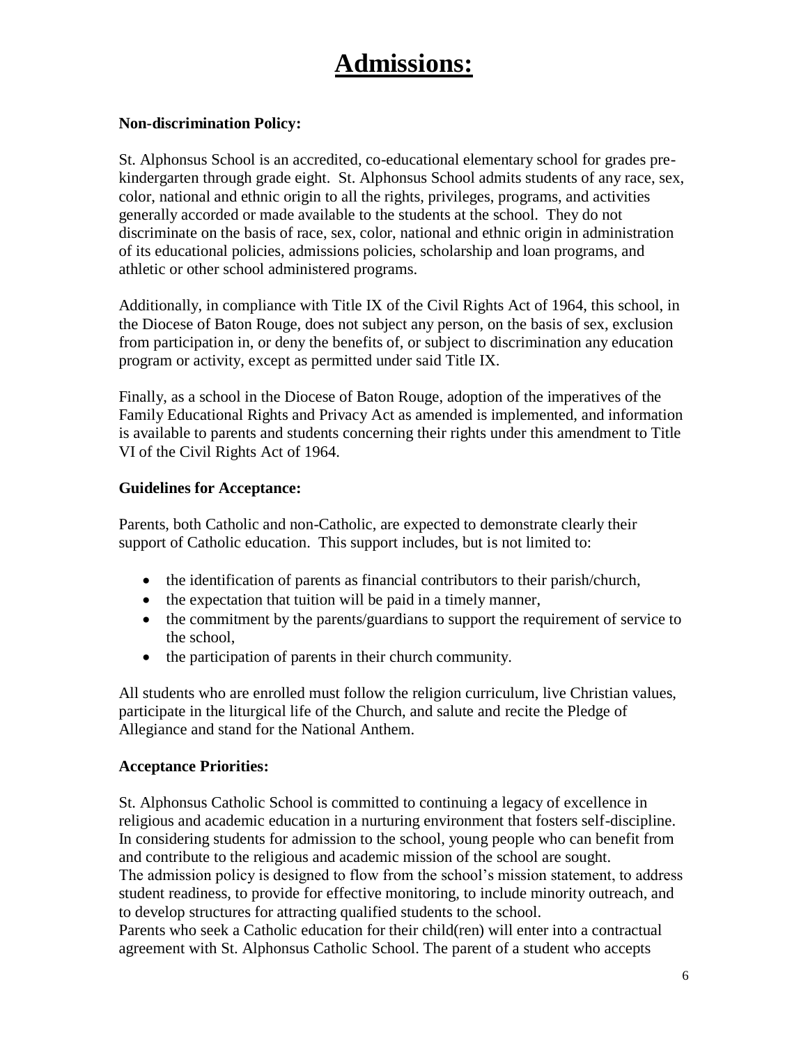# Admissions:

**Non-discrimination Policy:**

St. Alphonsus School is an accredited, co-educational elementary school for grades pre-kindergarten through grade eight. St. Alphonsus School admits students of any race, sex, color, national and ethnic origin to all the rights, privileges, programs, and activities generally accorded or made available to the students at the school. They do not discriminate on the basis of race, sex, color, national and ethnic origin in administration of its educational policies, admissions policies, scholarship and loan programs, and athletic or other school administered programs.

Additionally, in compliance with Title IX of the Civil Rights Act of 1964, this school, in the Diocese of Baton Rouge, does not subject any person, on the basis of sex, exclusion from participation in, or deny the benefits of, or subject to discrimination any education program or activity, except as permitted under said Title IX.

Finally, as a school in the Diocese of Baton Rouge, adoption of the imperatives of the Family Educational Rights and Privacy Act as amended is implemented, and information is available to parents and students concerning their rights under this amendment to Title VI of the Civil Rights Act of 1964.

**Guidelines for Acceptance:**

Parents, both Catholic and non-Catholic, are expected to demonstrate clearly their support of Catholic education. This support includes, but is not limited to:

- the identification of parents as financial contributors to their parish/church,
- the expectation that tuition will be paid in a timely manner,
- the commitment by the parents/guardians to support the requirement of service to the school,
- the participation of parents in their church community.

All students who are enrolled must follow the religion curriculum, live Christian values, participate in the liturgical life of the Church, and salute and recite the Pledge of Allegiance and stand for the National Anthem.

**Acceptance Priorities:**

St. Alphonsus Catholic School is committed to continuing a legacy of excellence in religious and academic education in a nurturing environment that fosters self-discipline. In considering students for admission to the school, young people who can benefit from and contribute to the religious and academic mission of the school are sought.
The admission policy is designed to flow from the school's mission statement, to address student readiness, to provide for effective monitoring, to include minority outreach, and to develop structures for attracting qualified students to the school.
Parents who seek a Catholic education for their child(ren) will enter into a contractual agreement with St. Alphonsus Catholic School. The parent of a student who accepts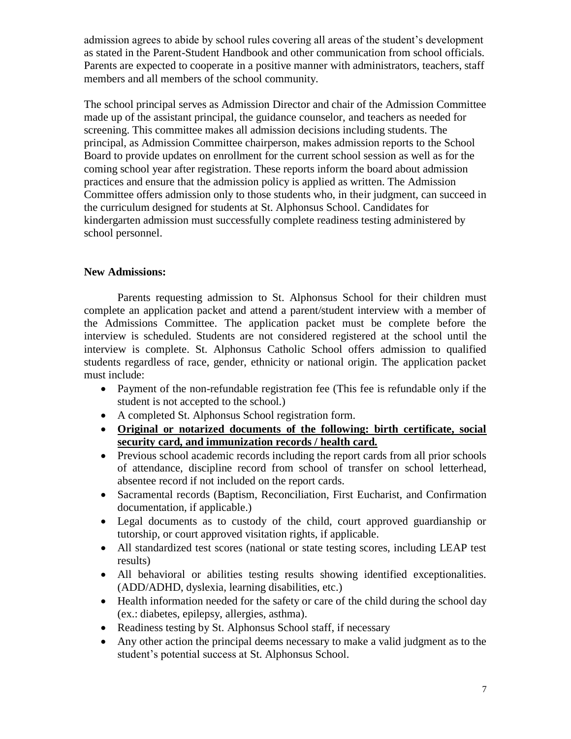admission agrees to abide by school rules covering all areas of the student's development as stated in the Parent-Student Handbook and other communication from school officials. Parents are expected to cooperate in a positive manner with administrators, teachers, staff members and all members of the school community.

The school principal serves as Admission Director and chair of the Admission Committee made up of the assistant principal, the guidance counselor, and teachers as needed for screening. This committee makes all admission decisions including students. The principal, as Admission Committee chairperson, makes admission reports to the School Board to provide updates on enrollment for the current school session as well as for the coming school year after registration. These reports inform the board about admission practices and ensure that the admission policy is applied as written. The Admission Committee offers admission only to those students who, in their judgment, can succeed in the curriculum designed for students at St. Alphonsus School. Candidates for kindergarten admission must successfully complete readiness testing administered by school personnel.

**New Admissions:**

Parents requesting admission to St. Alphonsus School for their children must complete an application packet and attend a parent/student interview with a member of the Admissions Committee. The application packet must be complete before the interview is scheduled. Students are not considered registered at the school until the interview is complete. St. Alphonsus Catholic School offers admission to qualified students regardless of race, gender, ethnicity or national origin. The application packet must include:

- Payment of the non-refundable registration fee (This fee is refundable only if the student is not accepted to the school.)
- A completed St. Alphonsus School registration form.
- **<u>Original or notarized documents of the following: birth certificate, social security card, and immunization records / health card.</u>**
- Previous school academic records including the report cards from all prior schools of attendance, discipline record from school of transfer on school letterhead, absentee record if not included on the report cards.
- Sacramental records (Baptism, Reconciliation, First Eucharist, and Confirmation documentation, if applicable.)
- Legal documents as to custody of the child, court approved guardianship or tutorship, or court approved visitation rights, if applicable.
- All standardized test scores (national or state testing scores, including LEAP test results)
- All behavioral or abilities testing results showing identified exceptionalities. (ADD/ADHD, dyslexia, learning disabilities, etc.)
- Health information needed for the safety or care of the child during the school day (ex.: diabetes, epilepsy, allergies, asthma).
- Readiness testing by St. Alphonsus School staff, if necessary
- Any other action the principal deems necessary to make a valid judgment as to the student's potential success at St. Alphonsus School.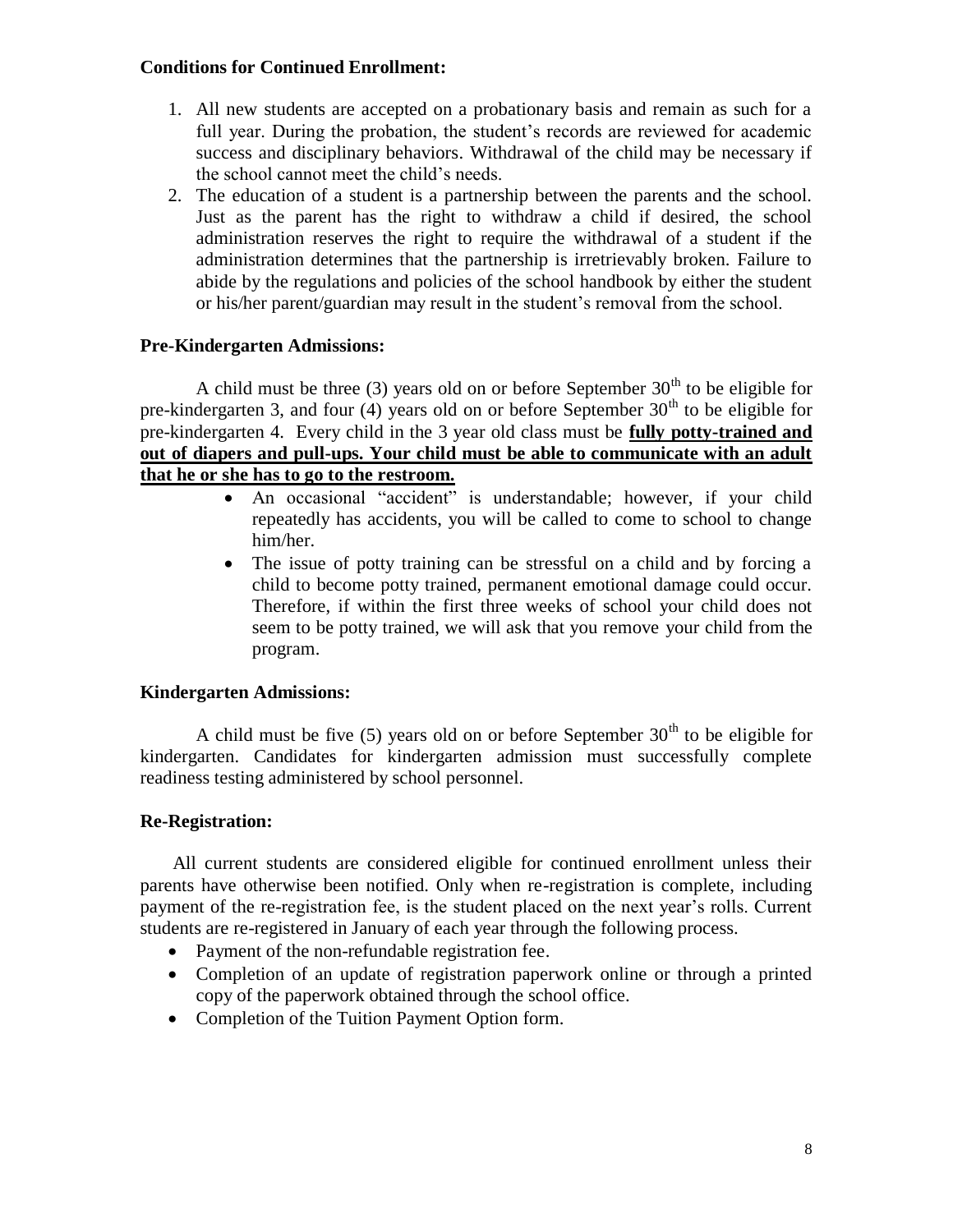**Conditions for Continued Enrollment:**

1. All new students are accepted on a probationary basis and remain as such for a full year. During the probation, the student's records are reviewed for academic success and disciplinary behaviors. Withdrawal of the child may be necessary if the school cannot meet the child's needs.
2. The education of a student is a partnership between the parents and the school. Just as the parent has the right to withdraw a child if desired, the school administration reserves the right to require the withdrawal of a student if the administration determines that the partnership is irretrievably broken. Failure to abide by the regulations and policies of the school handbook by either the student or his/her parent/guardian may result in the student's removal from the school.

**Pre-Kindergarten Admissions:**

A child must be three (3) years old on or before September 30th to be eligible for pre-kindergarten 3, and four (4) years old on or before September 30th to be eligible for pre-kindergarten 4. Every child in the 3 year old class must be **fully potty-trained and out of diapers and pull-ups. Your child must be able to communicate with an adult that he or she has to go to the restroom.**

- An occasional "accident" is understandable; however, if your child repeatedly has accidents, you will be called to come to school to change him/her.
- The issue of potty training can be stressful on a child and by forcing a child to become potty trained, permanent emotional damage could occur. Therefore, if within the first three weeks of school your child does not seem to be potty trained, we will ask that you remove your child from the program.

**Kindergarten Admissions:**

A child must be five (5) years old on or before September 30th to be eligible for kindergarten. Candidates for kindergarten admission must successfully complete readiness testing administered by school personnel.

**Re-Registration:**

All current students are considered eligible for continued enrollment unless their parents have otherwise been notified. Only when re-registration is complete, including payment of the re-registration fee, is the student placed on the next year's rolls. Current students are re-registered in January of each year through the following process.

- Payment of the non-refundable registration fee.
- Completion of an update of registration paperwork online or through a printed copy of the paperwork obtained through the school office.
- Completion of the Tuition Payment Option form.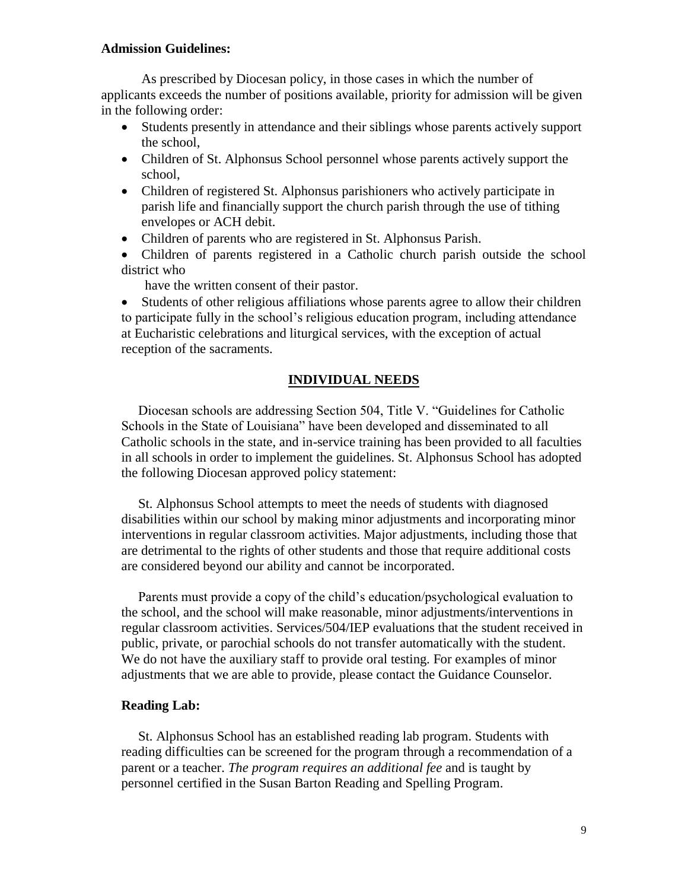**Admission Guidelines:**

As prescribed by Diocesan policy, in those cases in which the number of applicants exceeds the number of positions available, priority for admission will be given in the following order:

- Students presently in attendance and their siblings whose parents actively support the school,
- Children of St. Alphonsus School personnel whose parents actively support the school,
- Children of registered St. Alphonsus parishioners who actively participate in parish life and financially support the church parish through the use of tithing envelopes or ACH debit.
- Children of parents who are registered in St. Alphonsus Parish.
- Children of parents registered in a Catholic church parish outside the school district who have the written consent of their pastor.
- Students of other religious affiliations whose parents agree to allow their children to participate fully in the school's religious education program, including attendance at Eucharistic celebrations and liturgical services, with the exception of actual reception of the sacraments.

## INDIVIDUAL NEEDS

Diocesan schools are addressing Section 504, Title V. "Guidelines for Catholic Schools in the State of Louisiana" have been developed and disseminated to all Catholic schools in the state, and in-service training has been provided to all faculties in all schools in order to implement the guidelines. St. Alphonsus School has adopted the following Diocesan approved policy statement:

St. Alphonsus School attempts to meet the needs of students with diagnosed disabilities within our school by making minor adjustments and incorporating minor interventions in regular classroom activities. Major adjustments, including those that are detrimental to the rights of other students and those that require additional costs are considered beyond our ability and cannot be incorporated.

Parents must provide a copy of the child's education/psychological evaluation to the school, and the school will make reasonable, minor adjustments/interventions in regular classroom activities. Services/504/IEP evaluations that the student received in public, private, or parochial schools do not transfer automatically with the student. We do not have the auxiliary staff to provide oral testing. For examples of minor adjustments that we are able to provide, please contact the Guidance Counselor.

**Reading Lab:**

St. Alphonsus School has an established reading lab program. Students with reading difficulties can be screened for the program through a recommendation of a parent or a teacher. *The program requires an additional fee* and is taught by personnel certified in the Susan Barton Reading and Spelling Program.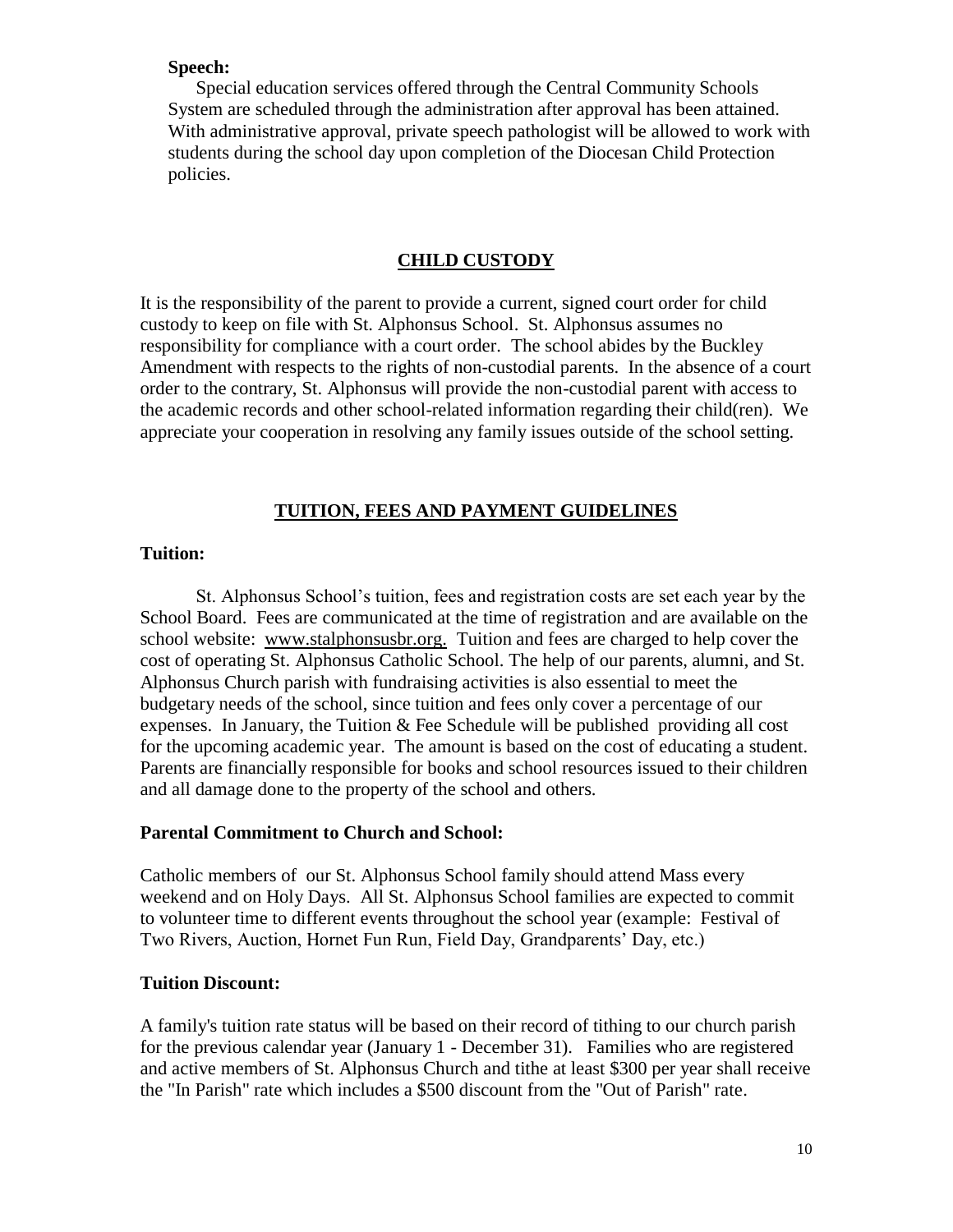**Speech:**

Special education services offered through the Central Community Schools System are scheduled through the administration after approval has been attained. With administrative approval, private speech pathologist will be allowed to work with students during the school day upon completion of the Diocesan Child Protection policies.

## CHILD CUSTODY

It is the responsibility of the parent to provide a current, signed court order for child custody to keep on file with St. Alphonsus School. St. Alphonsus assumes no responsibility for compliance with a court order. The school abides by the Buckley Amendment with respects to the rights of non-custodial parents. In the absence of a court order to the contrary, St. Alphonsus will provide the non-custodial parent with access to the academic records and other school-related information regarding their child(ren). We appreciate your cooperation in resolving any family issues outside of the school setting.

## TUITION, FEES AND PAYMENT GUIDELINES

**Tuition:**

St. Alphonsus School's tuition, fees and registration costs are set each year by the School Board. Fees are communicated at the time of registration and are available on the school website: www.stalphonsusbr.org. Tuition and fees are charged to help cover the cost of operating St. Alphonsus Catholic School. The help of our parents, alumni, and St. Alphonsus Church parish with fundraising activities is also essential to meet the budgetary needs of the school, since tuition and fees only cover a percentage of our expenses. In January, the Tuition & Fee Schedule will be published providing all cost for the upcoming academic year. The amount is based on the cost of educating a student. Parents are financially responsible for books and school resources issued to their children and all damage done to the property of the school and others.

**Parental Commitment to Church and School:**

Catholic members of our St. Alphonsus School family should attend Mass every weekend and on Holy Days. All St. Alphonsus School families are expected to commit to volunteer time to different events throughout the school year (example: Festival of Two Rivers, Auction, Hornet Fun Run, Field Day, Grandparents' Day, etc.)

**Tuition Discount:**

A family's tuition rate status will be based on their record of tithing to our church parish for the previous calendar year (January 1 - December 31). Families who are registered and active members of St. Alphonsus Church and tithe at least $300 per year shall receive the "In Parish" rate which includes a $500 discount from the "Out of Parish" rate.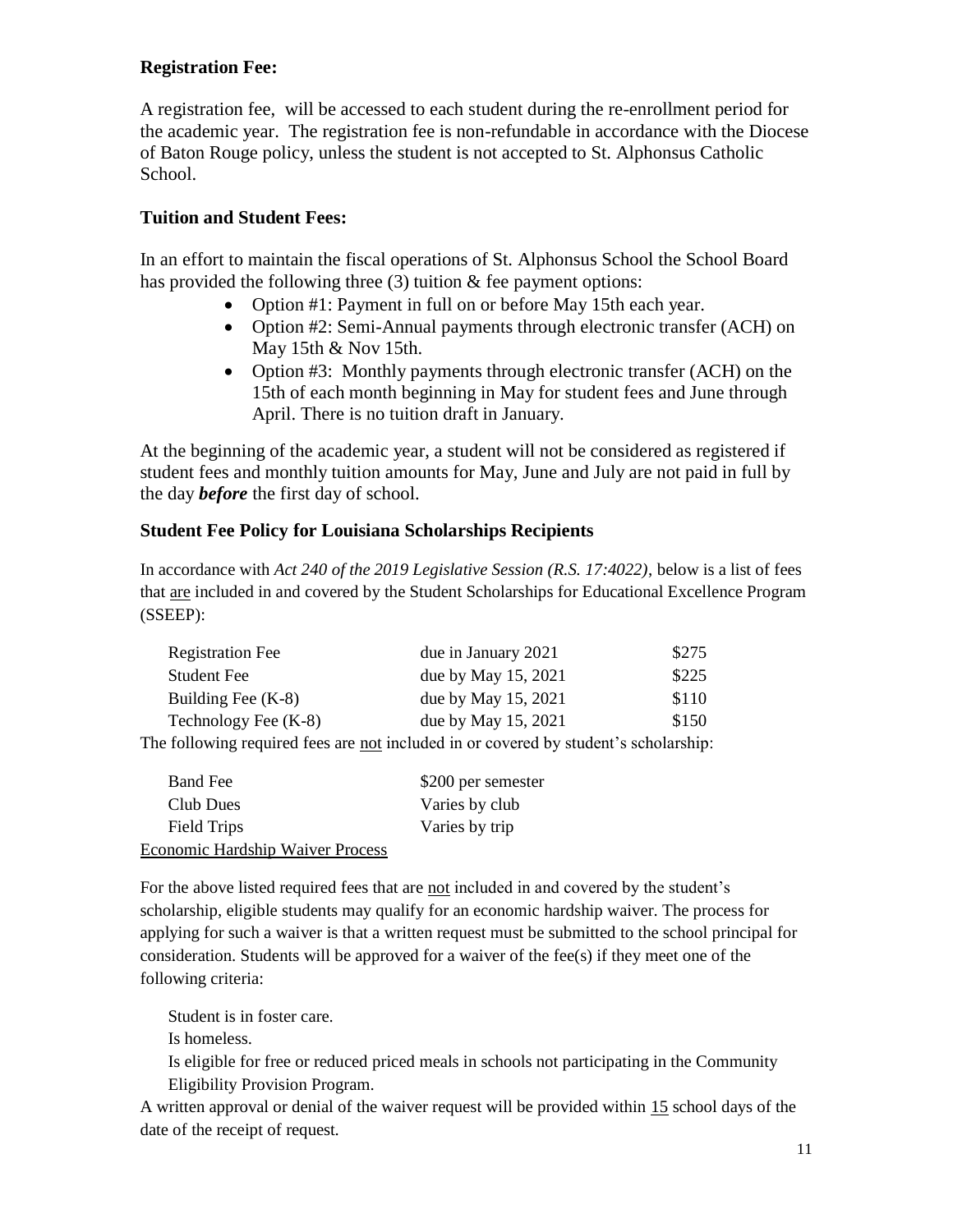### Registration Fee:

A registration fee, will be accessed to each student during the re-enrollment period for the academic year. The registration fee is non-refundable in accordance with the Diocese of Baton Rouge policy, unless the student is not accepted to St. Alphonsus Catholic School.

### Tuition and Student Fees:

In an effort to maintain the fiscal operations of St. Alphonsus School the School Board has provided the following three (3) tuition & fee payment options:

- Option #1: Payment in full on or before May 15th each year.
- Option #2: Semi-Annual payments through electronic transfer (ACH) on May 15th & Nov 15th.
- Option #3: Monthly payments through electronic transfer (ACH) on the 15th of each month beginning in May for student fees and June through April. There is no tuition draft in January.

At the beginning of the academic year, a student will not be considered as registered if student fees and monthly tuition amounts for May, June and July are not paid in full by the day ***before*** the first day of school.

### Student Fee Policy for Louisiana Scholarships Recipients

In accordance with *Act 240 of the 2019 Legislative Session (R.S. 17:4022)*, below is a list of fees that <u>are</u> included in and covered by the Student Scholarships for Educational Excellence Program (SSEEP):

| | | |
|---|---|---|
| Registration Fee | due in January 2021 | \$275 |
| Student Fee | due by May 15, 2021 | \$225 |
| Building Fee (K-8) | due by May 15, 2021 | \$110 |
| Technology Fee (K-8) | due by May 15, 2021 | \$150 |

The following required fees are <u>not</u> included in or covered by student's scholarship:

| | |
|---|---|
| Band Fee | \$200 per semester |
| Club Dues | Varies by club |
| Field Trips | Varies by trip |

<u>Economic Hardship Waiver Process</u>

For the above listed required fees that are <u>not</u> included in and covered by the student's scholarship, eligible students may qualify for an economic hardship waiver. The process for applying for such a waiver is that a written request must be submitted to the school principal for consideration. Students will be approved for a waiver of the fee(s) if they meet one of the following criteria:

Student is in foster care.

Is homeless.

Is eligible for free or reduced priced meals in schools not participating in the Community Eligibility Provision Program.

A written approval or denial of the waiver request will be provided within <u>15</u> school days of the date of the receipt of request.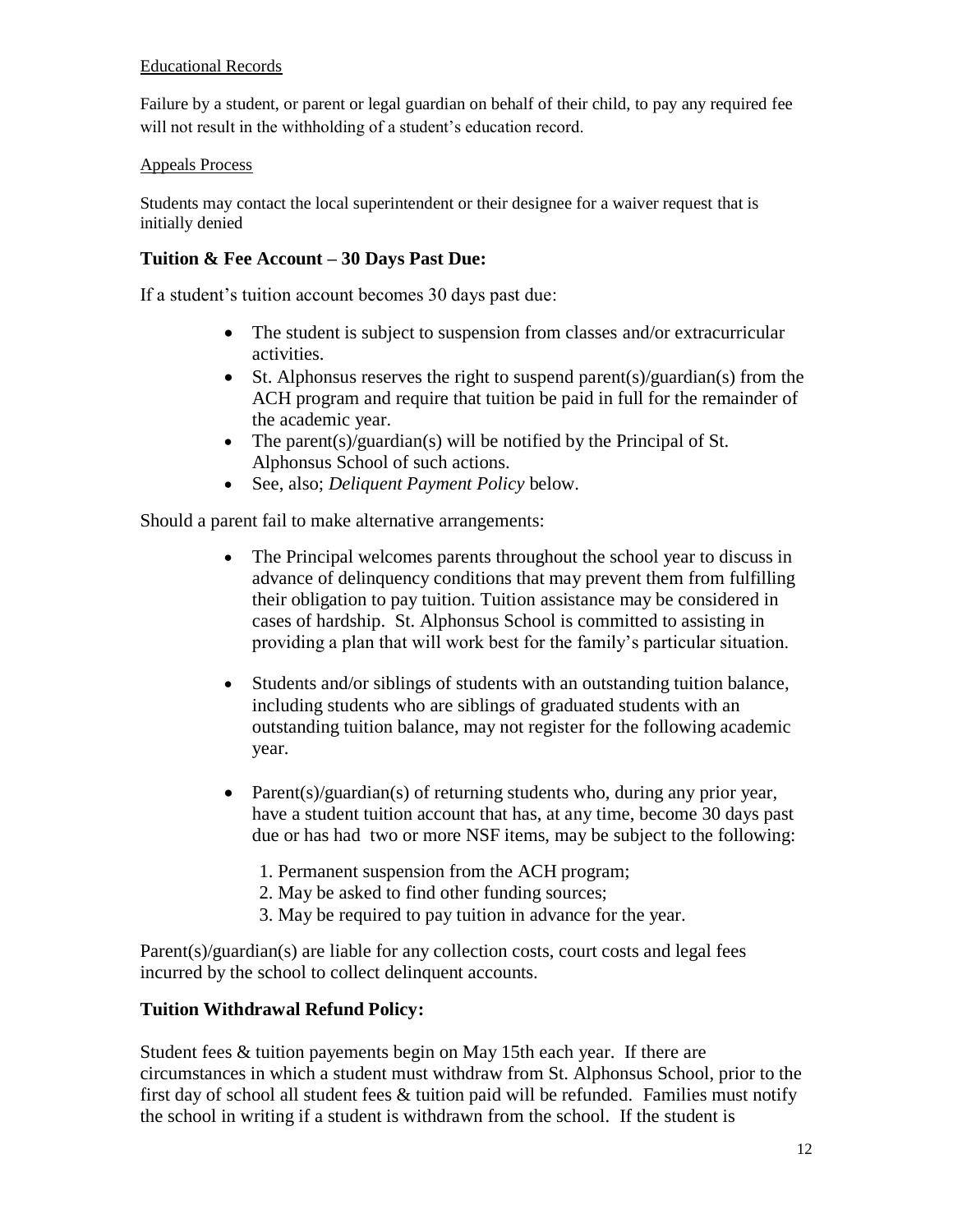Educational Records

Failure by a student, or parent or legal guardian on behalf of their child, to pay any required fee will not result in the withholding of a student's education record.

Appeals Process

Students may contact the local superintendent or their designee for a waiver request that is initially denied

**Tuition & Fee Account – 30 Days Past Due:**

If a student's tuition account becomes 30 days past due:

- The student is subject to suspension from classes and/or extracurricular activities.
- St. Alphonsus reserves the right to suspend parent(s)/guardian(s) from the ACH program and require that tuition be paid in full for the remainder of the academic year.
- The parent(s)/guardian(s) will be notified by the Principal of St. Alphonsus School of such actions.
- See, also; *Deliquent Payment Policy* below.

Should a parent fail to make alternative arrangements:

- The Principal welcomes parents throughout the school year to discuss in advance of delinquency conditions that may prevent them from fulfilling their obligation to pay tuition. Tuition assistance may be considered in cases of hardship. St. Alphonsus School is committed to assisting in providing a plan that will work best for the family's particular situation.

- Students and/or siblings of students with an outstanding tuition balance, including students who are siblings of graduated students with an outstanding tuition balance, may not register for the following academic year.

- Parent(s)/guardian(s) of returning students who, during any prior year, have a student tuition account that has, at any time, become 30 days past due or has had two or more NSF items, may be subject to the following:

  1. Permanent suspension from the ACH program;
  2. May be asked to find other funding sources;
  3. May be required to pay tuition in advance for the year.

Parent(s)/guardian(s) are liable for any collection costs, court costs and legal fees incurred by the school to collect delinquent accounts.

**Tuition Withdrawal Refund Policy:**

Student fees & tuition payements begin on May 15th each year. If there are circumstances in which a student must withdraw from St. Alphonsus School, prior to the first day of school all student fees & tuition paid will be refunded. Families must notify the school in writing if a student is withdrawn from the school. If the student is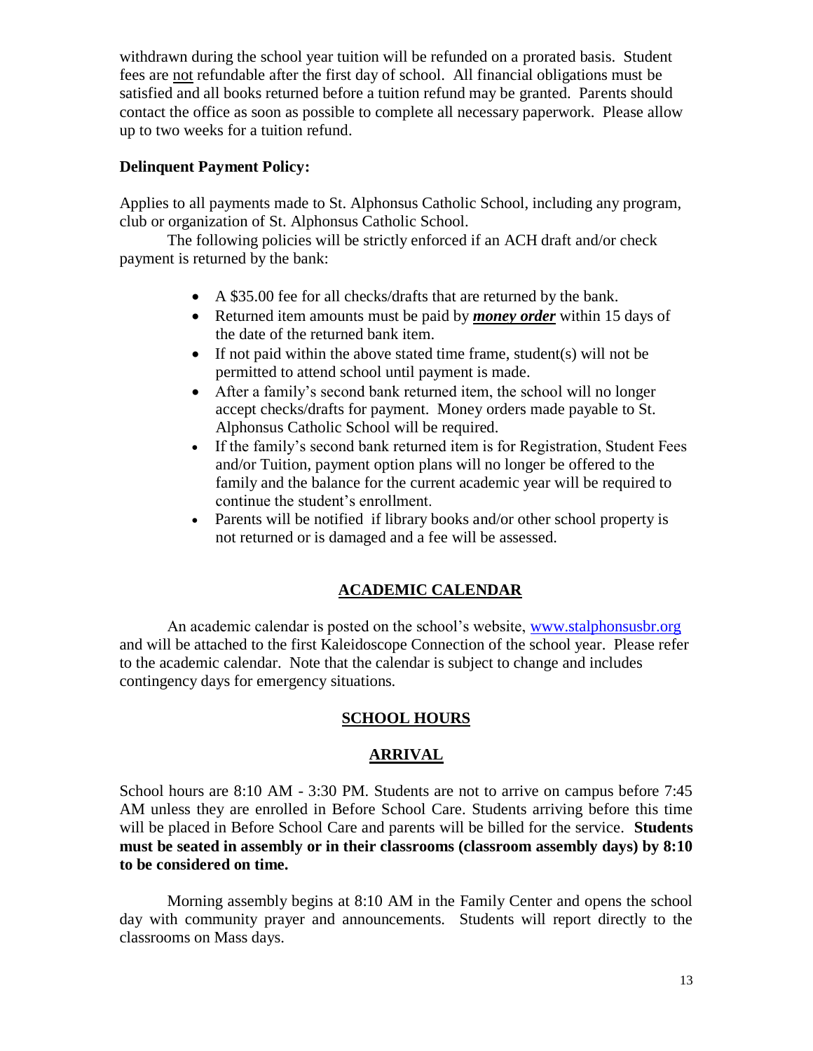withdrawn during the school year tuition will be refunded on a prorated basis. Student fees are <u>not</u> refundable after the first day of school. All financial obligations must be satisfied and all books returned before a tuition refund may be granted. Parents should contact the office as soon as possible to complete all necessary paperwork. Please allow up to two weeks for a tuition refund.

**Delinquent Payment Policy:**

Applies to all payments made to St. Alphonsus Catholic School, including any program, club or organization of St. Alphonsus Catholic School.

The following policies will be strictly enforced if an ACH draft and/or check payment is returned by the bank:

- A $35.00 fee for all checks/drafts that are returned by the bank.
- Returned item amounts must be paid by ***<u>money order</u>*** within 15 days of the date of the returned bank item.
- If not paid within the above stated time frame, student(s) will not be permitted to attend school until payment is made.
- After a family's second bank returned item, the school will no longer accept checks/drafts for payment. Money orders made payable to St. Alphonsus Catholic School will be required.
- If the family's second bank returned item is for Registration, Student Fees and/or Tuition, payment option plans will no longer be offered to the family and the balance for the current academic year will be required to continue the student's enrollment.
- Parents will be notified if library books and/or other school property is not returned or is damaged and a fee will be assessed.

## ACADEMIC CALENDAR

An academic calendar is posted on the school's website, [www.stalphonsusbr.org](http://www.stalphonsusbr.org) and will be attached to the first Kaleidoscope Connection of the school year. Please refer to the academic calendar. Note that the calendar is subject to change and includes contingency days for emergency situations.

## SCHOOL HOURS

### ARRIVAL

School hours are 8:10 AM - 3:30 PM. Students are not to arrive on campus before 7:45 AM unless they are enrolled in Before School Care. Students arriving before this time will be placed in Before School Care and parents will be billed for the service. **Students must be seated in assembly or in their classrooms (classroom assembly days) by 8:10 to be considered on time.**

Morning assembly begins at 8:10 AM in the Family Center and opens the school day with community prayer and announcements. Students will report directly to the classrooms on Mass days.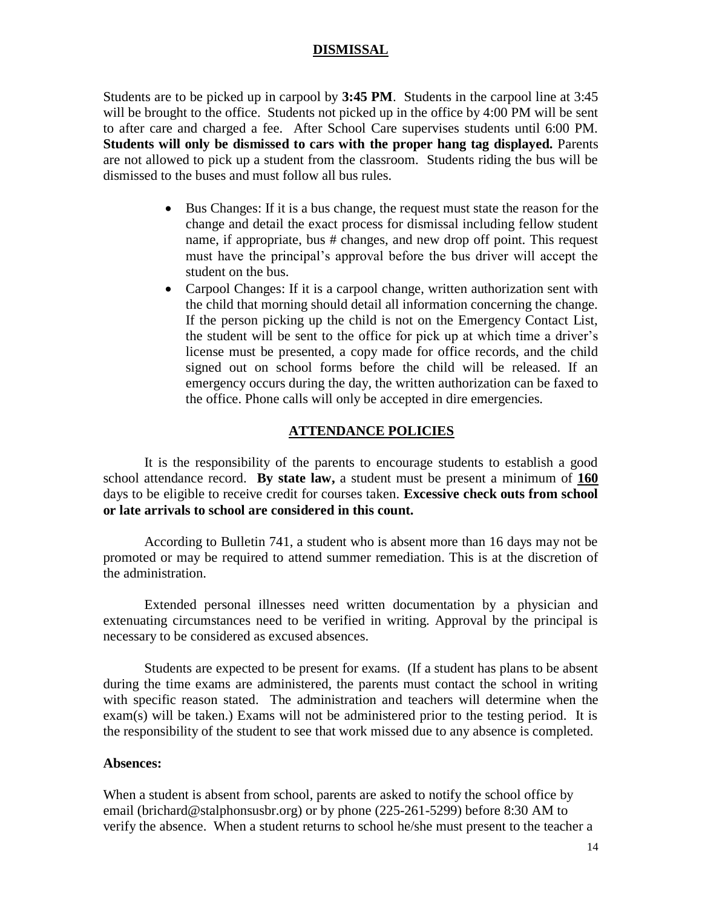## DISMISSAL

Students are to be picked up in carpool by **3:45 PM**. Students in the carpool line at 3:45 will be brought to the office. Students not picked up in the office by 4:00 PM will be sent to after care and charged a fee. After School Care supervises students until 6:00 PM. **Students will only be dismissed to cars with the proper hang tag displayed.** Parents are not allowed to pick up a student from the classroom. Students riding the bus will be dismissed to the buses and must follow all bus rules.

- Bus Changes: If it is a bus change, the request must state the reason for the change and detail the exact process for dismissal including fellow student name, if appropriate, bus # changes, and new drop off point. This request must have the principal's approval before the bus driver will accept the student on the bus.
- Carpool Changes: If it is a carpool change, written authorization sent with the child that morning should detail all information concerning the change. If the person picking up the child is not on the Emergency Contact List, the student will be sent to the office for pick up at which time a driver's license must be presented, a copy made for office records, and the child signed out on school forms before the child will be released. If an emergency occurs during the day, the written authorization can be faxed to the office. Phone calls will only be accepted in dire emergencies.

## ATTENDANCE POLICIES

It is the responsibility of the parents to encourage students to establish a good school attendance record. **By state law,** a student must be present a minimum of **160** days to be eligible to receive credit for courses taken. **Excessive check outs from school or late arrivals to school are considered in this count.**

According to Bulletin 741, a student who is absent more than 16 days may not be promoted or may be required to attend summer remediation. This is at the discretion of the administration.

Extended personal illnesses need written documentation by a physician and extenuating circumstances need to be verified in writing. Approval by the principal is necessary to be considered as excused absences.

Students are expected to be present for exams. (If a student has plans to be absent during the time exams are administered, the parents must contact the school in writing with specific reason stated. The administration and teachers will determine when the exam(s) will be taken.) Exams will not be administered prior to the testing period. It is the responsibility of the student to see that work missed due to any absence is completed.

**Absences:**

When a student is absent from school, parents are asked to notify the school office by email (brichard@stalphonsusbr.org) or by phone (225-261-5299) before 8:30 AM to verify the absence. When a student returns to school he/she must present to the teacher a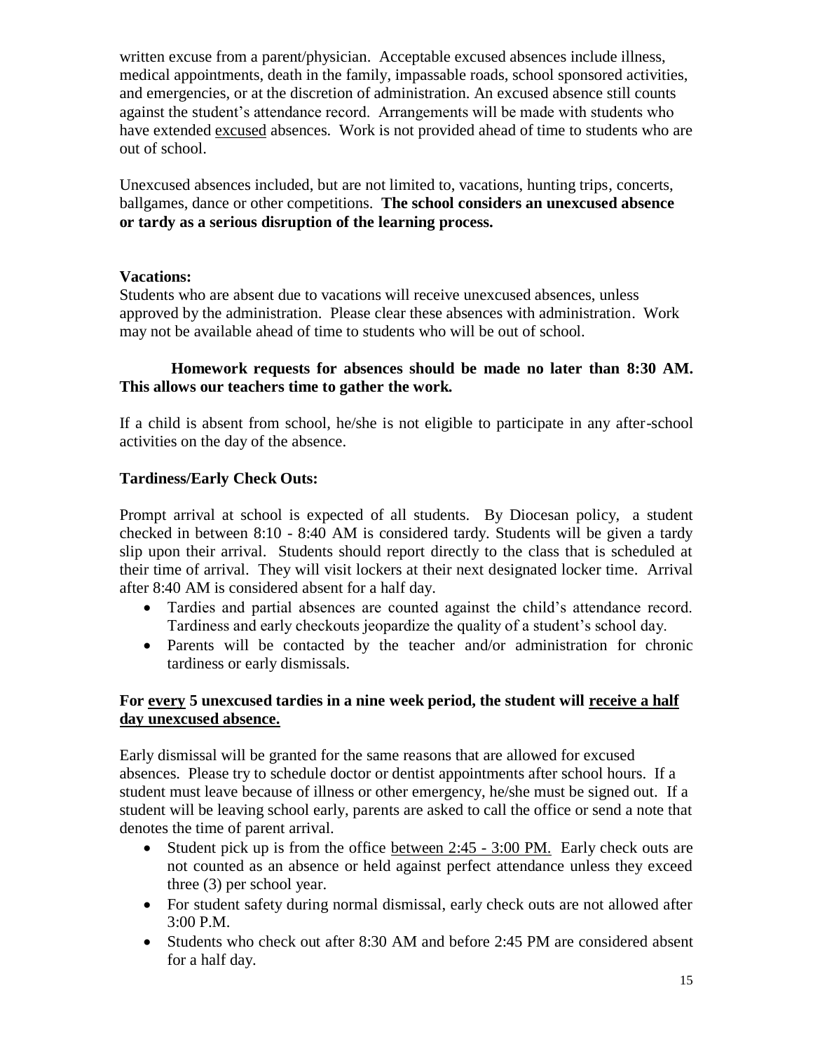written excuse from a parent/physician. Acceptable excused absences include illness, medical appointments, death in the family, impassable roads, school sponsored activities, and emergencies, or at the discretion of administration. An excused absence still counts against the student's attendance record. Arrangements will be made with students who have extended excused absences. Work is not provided ahead of time to students who are out of school.

Unexcused absences included, but are not limited to, vacations, hunting trips, concerts, ballgames, dance or other competitions. **The school considers an unexcused absence or tardy as a serious disruption of the learning process.**

**Vacations:**

Students who are absent due to vacations will receive unexcused absences, unless approved by the administration. Please clear these absences with administration. Work may not be available ahead of time to students who will be out of school.

**Homework requests for absences should be made no later than 8:30 AM. This allows our teachers time to gather the work.**

If a child is absent from school, he/she is not eligible to participate in any after-school activities on the day of the absence.

**Tardiness/Early Check Outs:**

Prompt arrival at school is expected of all students. By Diocesan policy, a student checked in between 8:10 - 8:40 AM is considered tardy. Students will be given a tardy slip upon their arrival. Students should report directly to the class that is scheduled at their time of arrival. They will visit lockers at their next designated locker time. Arrival after 8:40 AM is considered absent for a half day.

- Tardies and partial absences are counted against the child's attendance record. Tardiness and early checkouts jeopardize the quality of a student's school day.
- Parents will be contacted by the teacher and/or administration for chronic tardiness or early dismissals.

**For every 5 unexcused tardies in a nine week period, the student will receive a half day unexcused absence.**

Early dismissal will be granted for the same reasons that are allowed for excused absences. Please try to schedule doctor or dentist appointments after school hours. If a student must leave because of illness or other emergency, he/she must be signed out. If a student will be leaving school early, parents are asked to call the office or send a note that denotes the time of parent arrival.

- Student pick up is from the office between 2:45 - 3:00 PM. Early check outs are not counted as an absence or held against perfect attendance unless they exceed three (3) per school year.
- For student safety during normal dismissal, early check outs are not allowed after 3:00 P.M.
- Students who check out after 8:30 AM and before 2:45 PM are considered absent for a half day.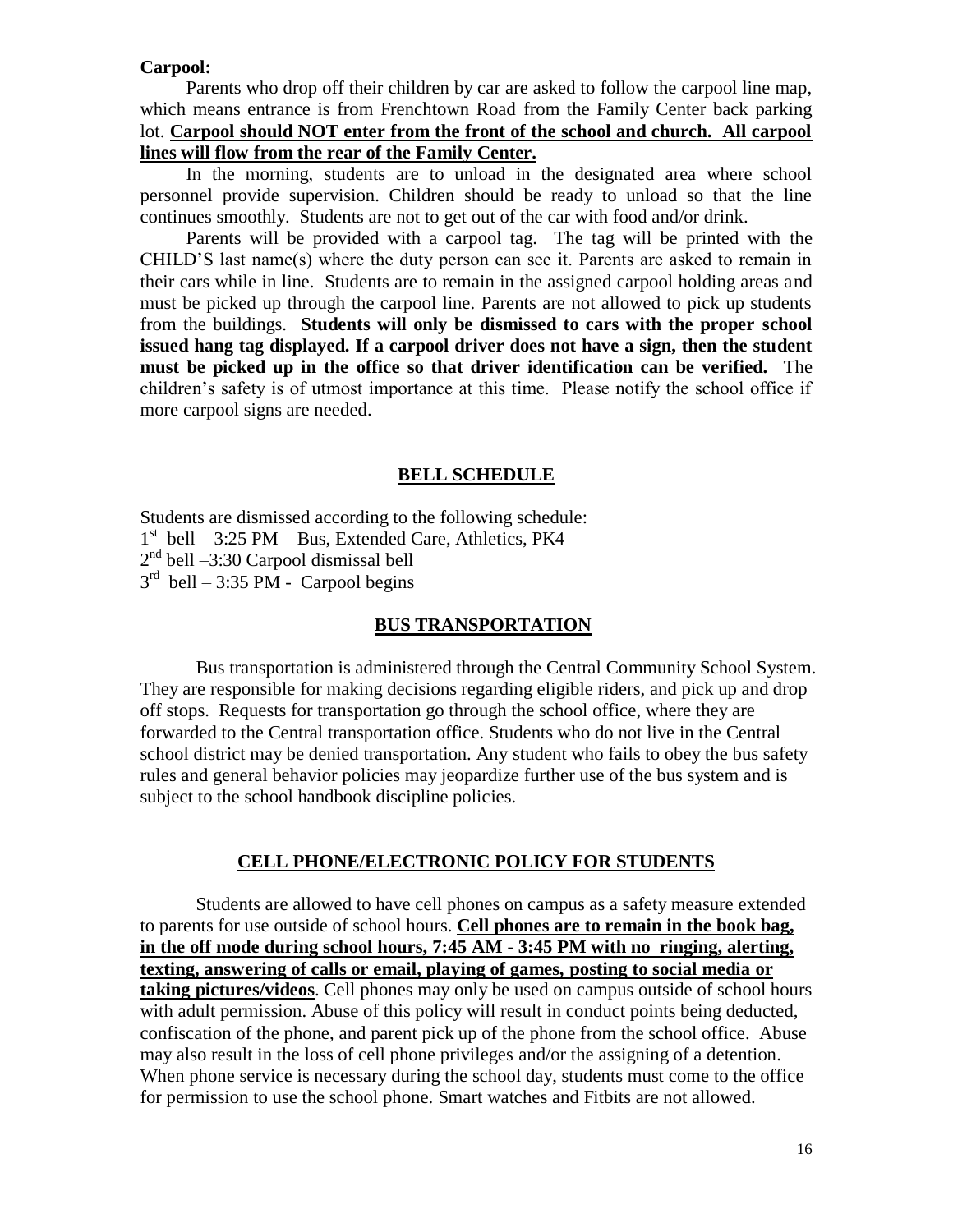**Carpool:**

Parents who drop off their children by car are asked to follow the carpool line map, which means entrance is from Frenchtown Road from the Family Center back parking lot. **Carpool should NOT enter from the front of the school and church. All carpool lines will flow from the rear of the Family Center.**

In the morning, students are to unload in the designated area where school personnel provide supervision. Children should be ready to unload so that the line continues smoothly. Students are not to get out of the car with food and/or drink.

Parents will be provided with a carpool tag. The tag will be printed with the CHILD'S last name(s) where the duty person can see it. Parents are asked to remain in their cars while in line. Students are to remain in the assigned carpool holding areas and must be picked up through the carpool line. Parents are not allowed to pick up students from the buildings. **Students will only be dismissed to cars with the proper school issued hang tag displayed. If a carpool driver does not have a sign, then the student must be picked up in the office so that driver identification can be verified.** The children's safety is of utmost importance at this time. Please notify the school office if more carpool signs are needed.

## BELL SCHEDULE

Students are dismissed according to the following schedule:
1st bell – 3:25 PM – Bus, Extended Care, Athletics, PK4
2nd bell –3:30 Carpool dismissal bell
3rd bell – 3:35 PM - Carpool begins

## BUS TRANSPORTATION

Bus transportation is administered through the Central Community School System. They are responsible for making decisions regarding eligible riders, and pick up and drop off stops. Requests for transportation go through the school office, where they are forwarded to the Central transportation office. Students who do not live in the Central school district may be denied transportation. Any student who fails to obey the bus safety rules and general behavior policies may jeopardize further use of the bus system and is subject to the school handbook discipline policies.

## CELL PHONE/ELECTRONIC POLICY FOR STUDENTS

Students are allowed to have cell phones on campus as a safety measure extended to parents for use outside of school hours. **Cell phones are to remain in the book bag, in the off mode during school hours, 7:45 AM - 3:45 PM with no ringing, alerting, texting, answering of calls or email, playing of games, posting to social media or taking pictures/videos**. Cell phones may only be used on campus outside of school hours with adult permission. Abuse of this policy will result in conduct points being deducted, confiscation of the phone, and parent pick up of the phone from the school office. Abuse may also result in the loss of cell phone privileges and/or the assigning of a detention. When phone service is necessary during the school day, students must come to the office for permission to use the school phone. Smart watches and Fitbits are not allowed.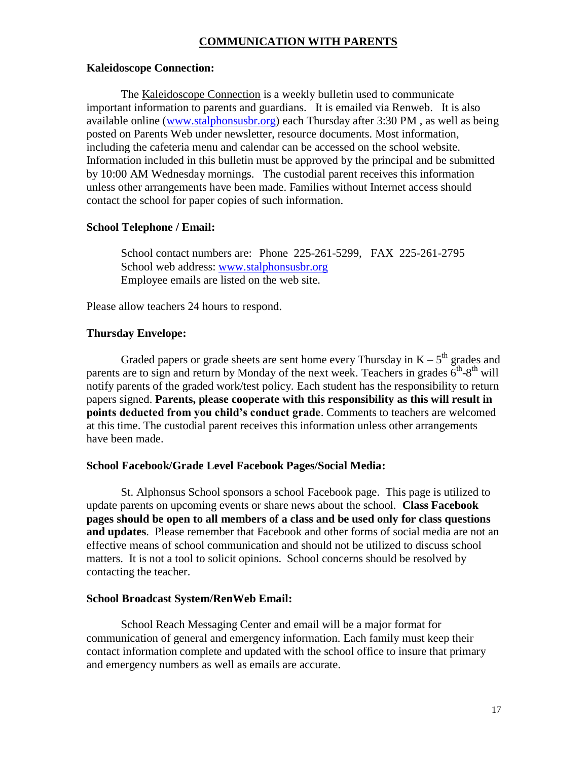## COMMUNICATION WITH PARENTS

### Kaleidoscope Connection:

The Kaleidoscope Connection is a weekly bulletin used to communicate important information to parents and guardians. It is emailed via Renweb. It is also available online (www.stalphonsusbr.org) each Thursday after 3:30 PM , as well as being posted on Parents Web under newsletter, resource documents. Most information, including the cafeteria menu and calendar can be accessed on the school website. Information included in this bulletin must be approved by the principal and be submitted by 10:00 AM Wednesday mornings. The custodial parent receives this information unless other arrangements have been made. Families without Internet access should contact the school for paper copies of such information.

### School Telephone / Email:

School contact numbers are: Phone 225-261-5299, FAX 225-261-2795
School web address: www.stalphonsusbr.org
Employee emails are listed on the web site.

Please allow teachers 24 hours to respond.

### Thursday Envelope:

Graded papers or grade sheets are sent home every Thursday in K – 5th grades and parents are to sign and return by Monday of the next week. Teachers in grades 6th-8th will notify parents of the graded work/test policy. Each student has the responsibility to return papers signed. **Parents, please cooperate with this responsibility as this will result in points deducted from you child's conduct grade**. Comments to teachers are welcomed at this time. The custodial parent receives this information unless other arrangements have been made.

### School Facebook/Grade Level Facebook Pages/Social Media:

St. Alphonsus School sponsors a school Facebook page. This page is utilized to update parents on upcoming events or share news about the school. **Class Facebook pages should be open to all members of a class and be used only for class questions and updates**. Please remember that Facebook and other forms of social media are not an effective means of school communication and should not be utilized to discuss school matters. It is not a tool to solicit opinions. School concerns should be resolved by contacting the teacher.

### School Broadcast System/RenWeb Email:

School Reach Messaging Center and email will be a major format for communication of general and emergency information. Each family must keep their contact information complete and updated with the school office to insure that primary and emergency numbers as well as emails are accurate.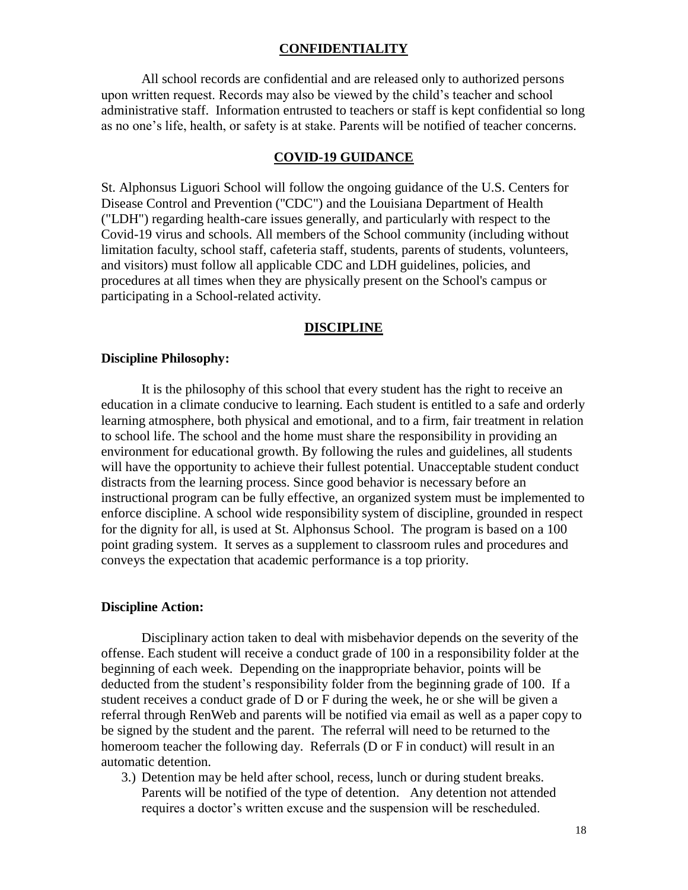## CONFIDENTIALITY

All school records are confidential and are released only to authorized persons upon written request. Records may also be viewed by the child's teacher and school administrative staff. Information entrusted to teachers or staff is kept confidential so long as no one's life, health, or safety is at stake. Parents will be notified of teacher concerns.

## COVID-19 GUIDANCE

St. Alphonsus Liguori School will follow the ongoing guidance of the U.S. Centers for Disease Control and Prevention ("CDC") and the Louisiana Department of Health ("LDH") regarding health-care issues generally, and particularly with respect to the Covid-19 virus and schools. All members of the School community (including without limitation faculty, school staff, cafeteria staff, students, parents of students, volunteers, and visitors) must follow all applicable CDC and LDH guidelines, policies, and procedures at all times when they are physically present on the School's campus or participating in a School-related activity.

## DISCIPLINE

### Discipline Philosophy:

It is the philosophy of this school that every student has the right to receive an education in a climate conducive to learning. Each student is entitled to a safe and orderly learning atmosphere, both physical and emotional, and to a firm, fair treatment in relation to school life. The school and the home must share the responsibility in providing an environment for educational growth. By following the rules and guidelines, all students will have the opportunity to achieve their fullest potential. Unacceptable student conduct distracts from the learning process. Since good behavior is necessary before an instructional program can be fully effective, an organized system must be implemented to enforce discipline. A school wide responsibility system of discipline, grounded in respect for the dignity for all, is used at St. Alphonsus School. The program is based on a 100 point grading system. It serves as a supplement to classroom rules and procedures and conveys the expectation that academic performance is a top priority.

### Discipline Action:

Disciplinary action taken to deal with misbehavior depends on the severity of the offense. Each student will receive a conduct grade of 100 in a responsibility folder at the beginning of each week. Depending on the inappropriate behavior, points will be deducted from the student's responsibility folder from the beginning grade of 100. If a student receives a conduct grade of D or F during the week, he or she will be given a referral through RenWeb and parents will be notified via email as well as a paper copy to be signed by the student and the parent. The referral will need to be returned to the homeroom teacher the following day. Referrals (D or F in conduct) will result in an automatic detention.

3.) Detention may be held after school, recess, lunch or during student breaks. Parents will be notified of the type of detention. Any detention not attended requires a doctor's written excuse and the suspension will be rescheduled.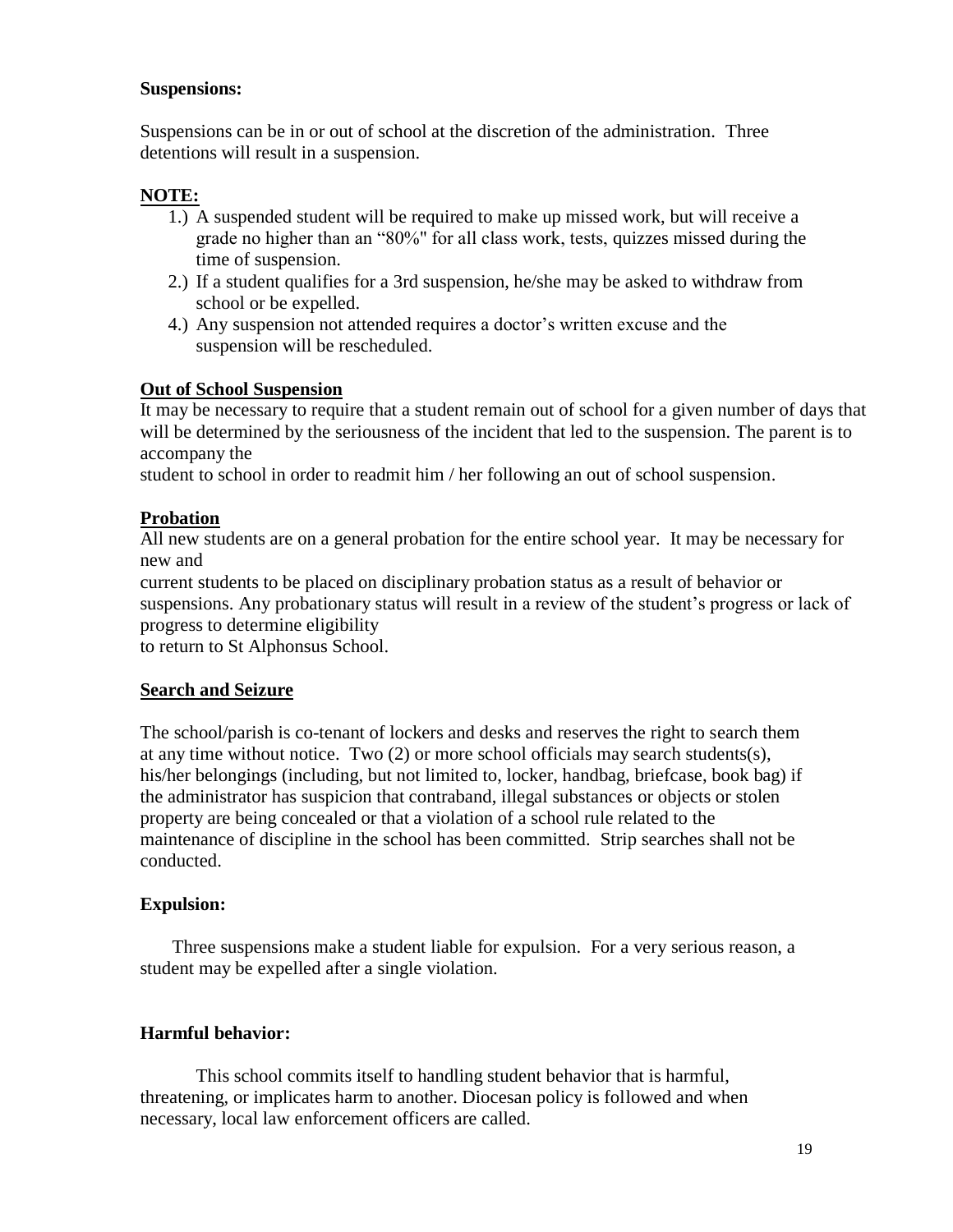**Suspensions:**

Suspensions can be in or out of school at the discretion of the administration. Three detentions will result in a suspension.

**NOTE:**

1.) A suspended student will be required to make up missed work, but will receive a grade no higher than an "80%" for all class work, tests, quizzes missed during the time of suspension.
2.) If a student qualifies for a 3rd suspension, he/she may be asked to withdraw from school or be expelled.
4.) Any suspension not attended requires a doctor's written excuse and the suspension will be rescheduled.

**Out of School Suspension**

It may be necessary to require that a student remain out of school for a given number of days that will be determined by the seriousness of the incident that led to the suspension. The parent is to accompany the student to school in order to readmit him / her following an out of school suspension.

**Probation**

All new students are on a general probation for the entire school year. It may be necessary for new and current students to be placed on disciplinary probation status as a result of behavior or suspensions. Any probationary status will result in a review of the student's progress or lack of progress to determine eligibility to return to St Alphonsus School.

**Search and Seizure**

The school/parish is co-tenant of lockers and desks and reserves the right to search them at any time without notice. Two (2) or more school officials may search students(s), his/her belongings (including, but not limited to, locker, handbag, briefcase, book bag) if the administrator has suspicion that contraband, illegal substances or objects or stolen property are being concealed or that a violation of a school rule related to the maintenance of discipline in the school has been committed. Strip searches shall not be conducted.

**Expulsion:**

Three suspensions make a student liable for expulsion. For a very serious reason, a student may be expelled after a single violation.

**Harmful behavior:**

This school commits itself to handling student behavior that is harmful, threatening, or implicates harm to another. Diocesan policy is followed and when necessary, local law enforcement officers are called.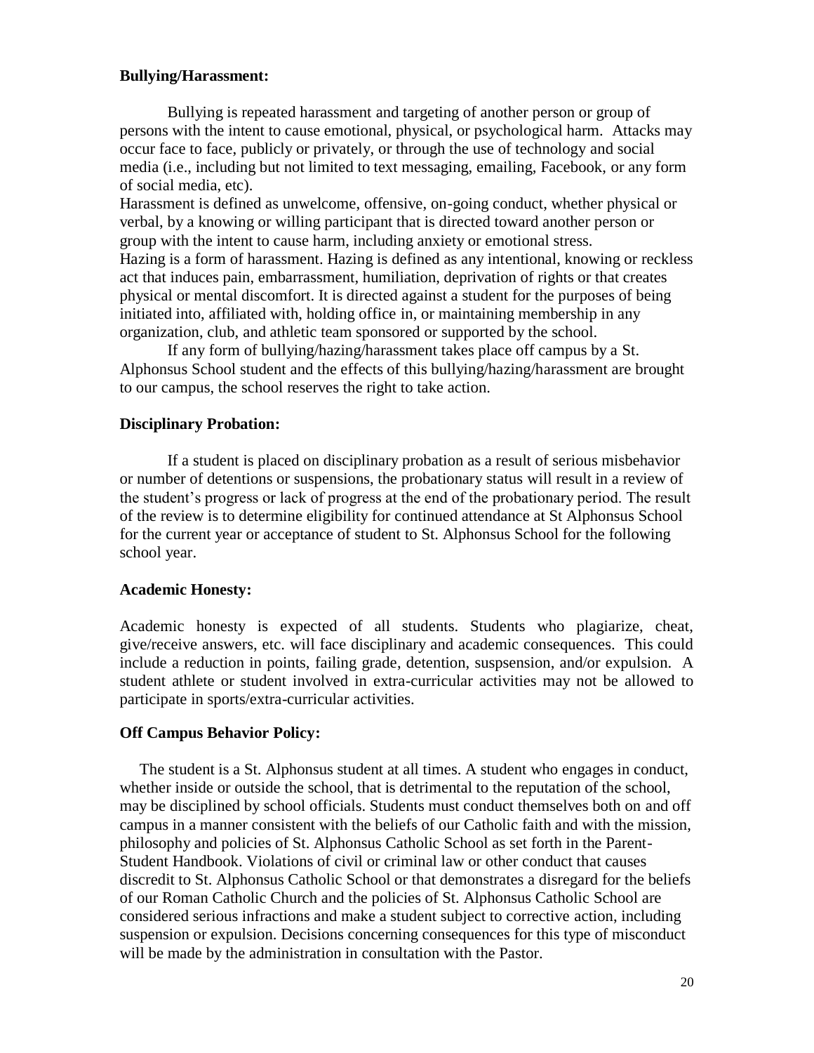**Bullying/Harassment:**

Bullying is repeated harassment and targeting of another person or group of persons with the intent to cause emotional, physical, or psychological harm. Attacks may occur face to face, publicly or privately, or through the use of technology and social media (i.e., including but not limited to text messaging, emailing, Facebook, or any form of social media, etc).

Harassment is defined as unwelcome, offensive, on-going conduct, whether physical or verbal, by a knowing or willing participant that is directed toward another person or group with the intent to cause harm, including anxiety or emotional stress.

Hazing is a form of harassment. Hazing is defined as any intentional, knowing or reckless act that induces pain, embarrassment, humiliation, deprivation of rights or that creates physical or mental discomfort. It is directed against a student for the purposes of being initiated into, affiliated with, holding office in, or maintaining membership in any organization, club, and athletic team sponsored or supported by the school.

If any form of bullying/hazing/harassment takes place off campus by a St. Alphonsus School student and the effects of this bullying/hazing/harassment are brought to our campus, the school reserves the right to take action.

**Disciplinary Probation:**

If a student is placed on disciplinary probation as a result of serious misbehavior or number of detentions or suspensions, the probationary status will result in a review of the student's progress or lack of progress at the end of the probationary period. The result of the review is to determine eligibility for continued attendance at St Alphonsus School for the current year or acceptance of student to St. Alphonsus School for the following school year.

**Academic Honesty:**

Academic honesty is expected of all students. Students who plagiarize, cheat, give/receive answers, etc. will face disciplinary and academic consequences. This could include a reduction in points, failing grade, detention, suspsension, and/or expulsion. A student athlete or student involved in extra-curricular activities may not be allowed to participate in sports/extra-curricular activities.

**Off Campus Behavior Policy:**

The student is a St. Alphonsus student at all times. A student who engages in conduct, whether inside or outside the school, that is detrimental to the reputation of the school, may be disciplined by school officials. Students must conduct themselves both on and off campus in a manner consistent with the beliefs of our Catholic faith and with the mission, philosophy and policies of St. Alphonsus Catholic School as set forth in the Parent-Student Handbook. Violations of civil or criminal law or other conduct that causes discredit to St. Alphonsus Catholic School or that demonstrates a disregard for the beliefs of our Roman Catholic Church and the policies of St. Alphonsus Catholic School are considered serious infractions and make a student subject to corrective action, including suspension or expulsion. Decisions concerning consequences for this type of misconduct will be made by the administration in consultation with the Pastor.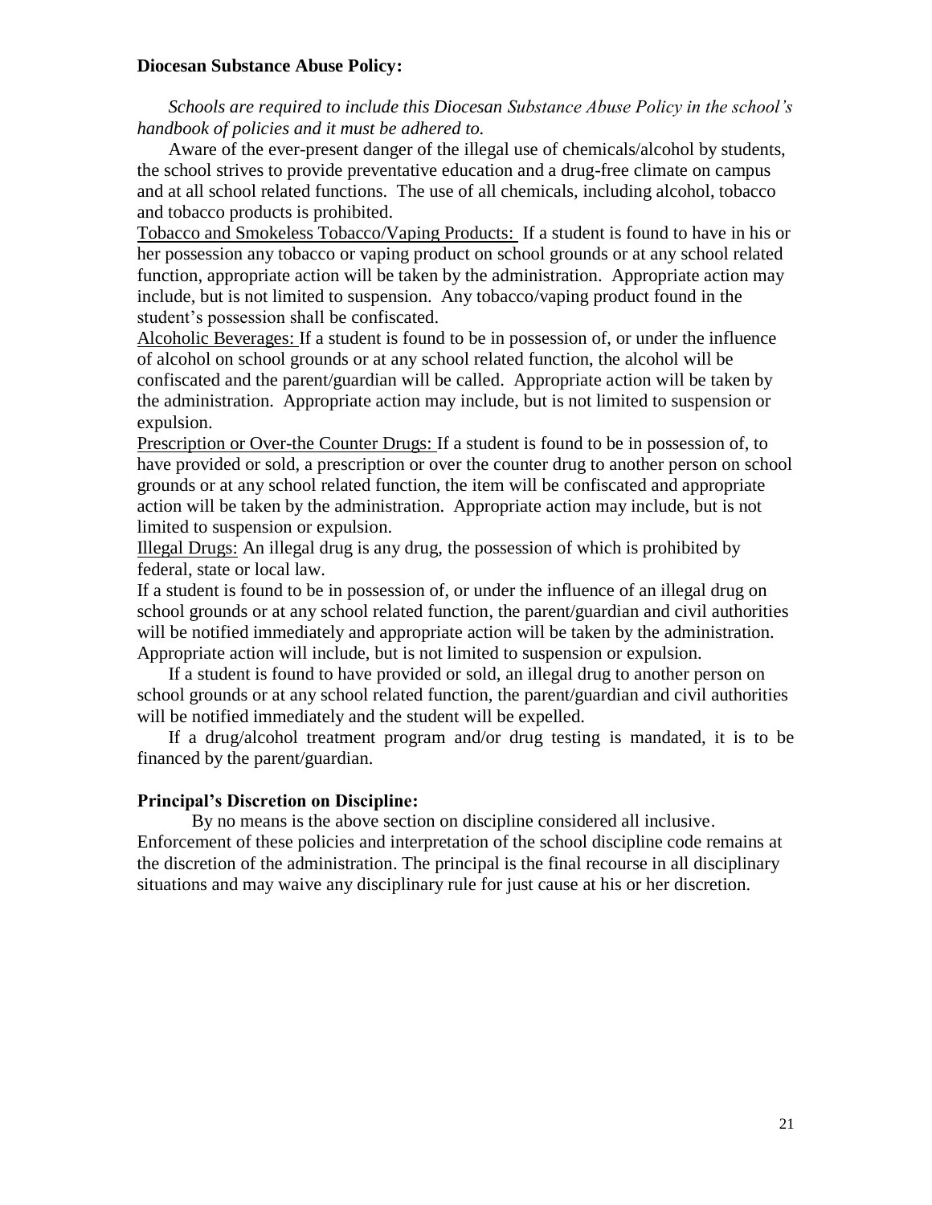**Diocesan Substance Abuse Policy:**

*Schools are required to include this Diocesan Substance Abuse Policy in the school's handbook of policies and it must be adhered to.*

Aware of the ever-present danger of the illegal use of chemicals/alcohol by students, the school strives to provide preventative education and a drug-free climate on campus and at all school related functions. The use of all chemicals, including alcohol, tobacco and tobacco products is prohibited.

Tobacco and Smokeless Tobacco/Vaping Products: If a student is found to have in his or her possession any tobacco or vaping product on school grounds or at any school related function, appropriate action will be taken by the administration. Appropriate action may include, but is not limited to suspension. Any tobacco/vaping product found in the student's possession shall be confiscated.

Alcoholic Beverages: If a student is found to be in possession of, or under the influence of alcohol on school grounds or at any school related function, the alcohol will be confiscated and the parent/guardian will be called. Appropriate action will be taken by the administration. Appropriate action may include, but is not limited to suspension or expulsion.

Prescription or Over-the Counter Drugs: If a student is found to be in possession of, to have provided or sold, a prescription or over the counter drug to another person on school grounds or at any school related function, the item will be confiscated and appropriate action will be taken by the administration. Appropriate action may include, but is not limited to suspension or expulsion.

Illegal Drugs: An illegal drug is any drug, the possession of which is prohibited by federal, state or local law.

If a student is found to be in possession of, or under the influence of an illegal drug on school grounds or at any school related function, the parent/guardian and civil authorities will be notified immediately and appropriate action will be taken by the administration. Appropriate action will include, but is not limited to suspension or expulsion.

If a student is found to have provided or sold, an illegal drug to another person on school grounds or at any school related function, the parent/guardian and civil authorities will be notified immediately and the student will be expelled.

If a drug/alcohol treatment program and/or drug testing is mandated, it is to be financed by the parent/guardian.

**Principal's Discretion on Discipline:**

By no means is the above section on discipline considered all inclusive. Enforcement of these policies and interpretation of the school discipline code remains at the discretion of the administration. The principal is the final recourse in all disciplinary situations and may waive any disciplinary rule for just cause at his or her discretion.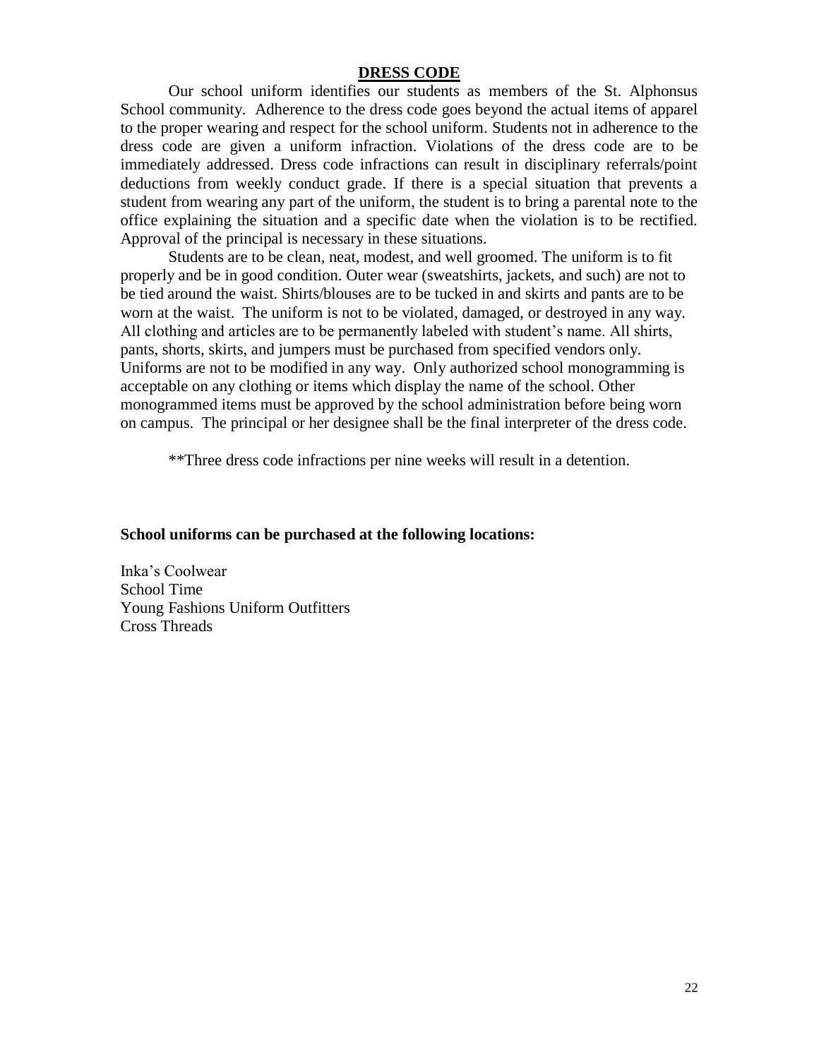## DRESS CODE

Our school uniform identifies our students as members of the St. Alphonsus School community. Adherence to the dress code goes beyond the actual items of apparel to the proper wearing and respect for the school uniform. Students not in adherence to the dress code are given a uniform infraction. Violations of the dress code are to be immediately addressed. Dress code infractions can result in disciplinary referrals/point deductions from weekly conduct grade. If there is a special situation that prevents a student from wearing any part of the uniform, the student is to bring a parental note to the office explaining the situation and a specific date when the violation is to be rectified. Approval of the principal is necessary in these situations.

Students are to be clean, neat, modest, and well groomed. The uniform is to fit properly and be in good condition. Outer wear (sweatshirts, jackets, and such) are not to be tied around the waist. Shirts/blouses are to be tucked in and skirts and pants are to be worn at the waist. The uniform is not to be violated, damaged, or destroyed in any way. All clothing and articles are to be permanently labeled with student's name. All shirts, pants, shorts, skirts, and jumpers must be purchased from specified vendors only. Uniforms are not to be modified in any way. Only authorized school monogramming is acceptable on any clothing or items which display the name of the school. Other monogrammed items must be approved by the school administration before being worn on campus. The principal or her designee shall be the final interpreter of the dress code.

**Three dress code infractions per nine weeks will result in a detention.

**School uniforms can be purchased at the following locations:**

Inka's Coolwear
School Time
Young Fashions Uniform Outfitters
Cross Threads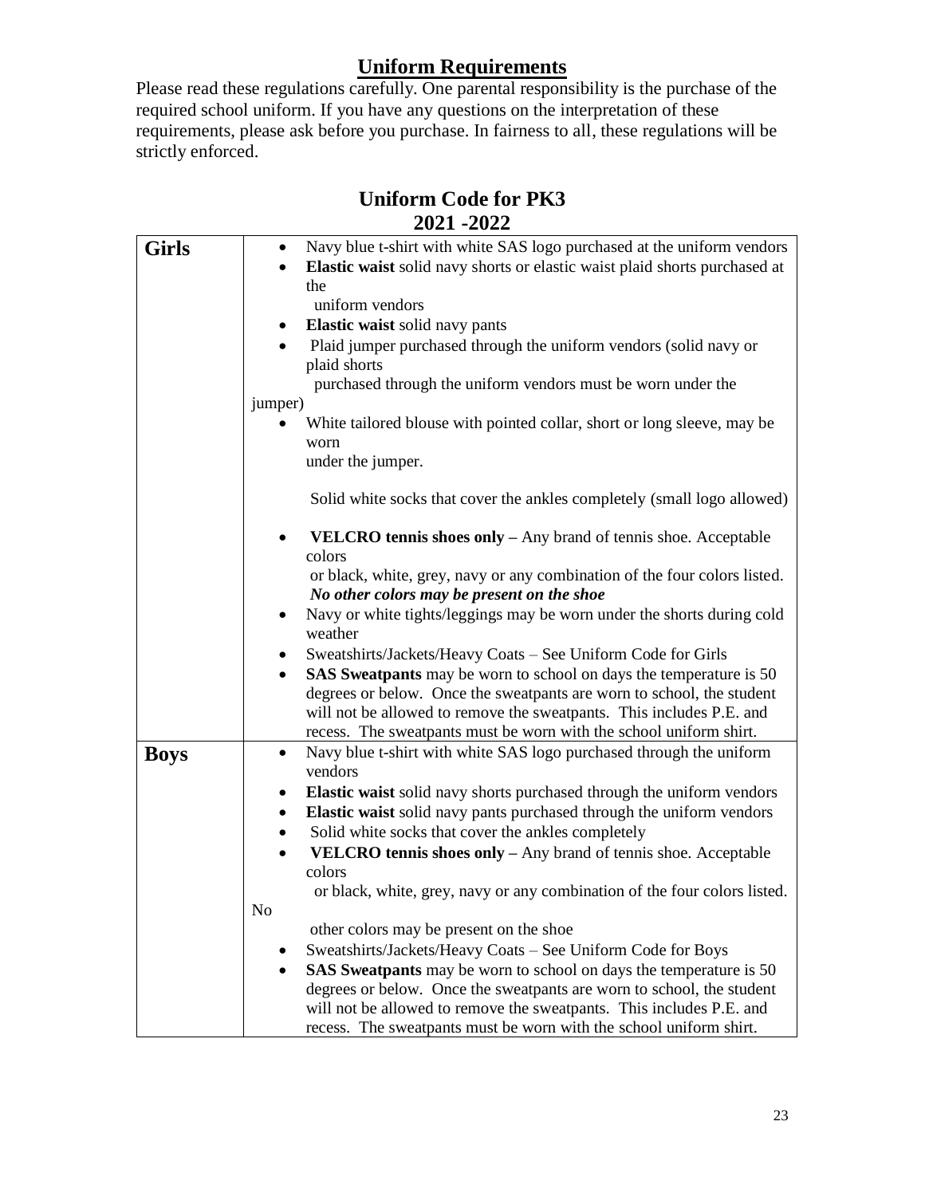## Uniform Requirements

Please read these regulations carefully. One parental responsibility is the purchase of the required school uniform. If you have any questions on the interpretation of these requirements, please ask before you purchase. In fairness to all, these regulations will be strictly enforced.

## Uniform Code for PK3 2021 -2022

| | |
|---|---|
| **Girls** | • Navy blue t-shirt with white SAS logo purchased at the uniform vendors<br>• **Elastic waist** solid navy shorts or elastic waist plaid shorts purchased at the uniform vendors<br>• **Elastic waist** solid navy pants<br>• Plaid jumper purchased through the uniform vendors (solid navy or plaid shorts purchased through the uniform vendors must be worn under the jumper)<br>• White tailored blouse with pointed collar, short or long sleeve, may be worn under the jumper.<br><br>Solid white socks that cover the ankles completely (small logo allowed)<br><br>• **VELCRO tennis shoes only –** Any brand of tennis shoe. Acceptable colors or black, white, grey, navy or any combination of the four colors listed. ***No other colors may be present on the shoe***<br>• Navy or white tights/leggings may be worn under the shorts during cold weather<br>• Sweatshirts/Jackets/Heavy Coats – See Uniform Code for Girls<br>• **SAS Sweatpants** may be worn to school on days the temperature is 50 degrees or below. Once the sweatpants are worn to school, the student will not be allowed to remove the sweatpants. This includes P.E. and recess. The sweatpants must be worn with the school uniform shirt. |
| **Boys** | • Navy blue t-shirt with white SAS logo purchased through the uniform vendors<br>• **Elastic waist** solid navy shorts purchased through the uniform vendors<br>• **Elastic waist** solid navy pants purchased through the uniform vendors<br>• Solid white socks that cover the ankles completely<br>• **VELCRO tennis shoes only –** Any brand of tennis shoe. Acceptable colors or black, white, grey, navy or any combination of the four colors listed. No other colors may be present on the shoe<br>• Sweatshirts/Jackets/Heavy Coats – See Uniform Code for Boys<br>• **SAS Sweatpants** may be worn to school on days the temperature is 50 degrees or below. Once the sweatpants are worn to school, the student will not be allowed to remove the sweatpants. This includes P.E. and recess. The sweatpants must be worn with the school uniform shirt. |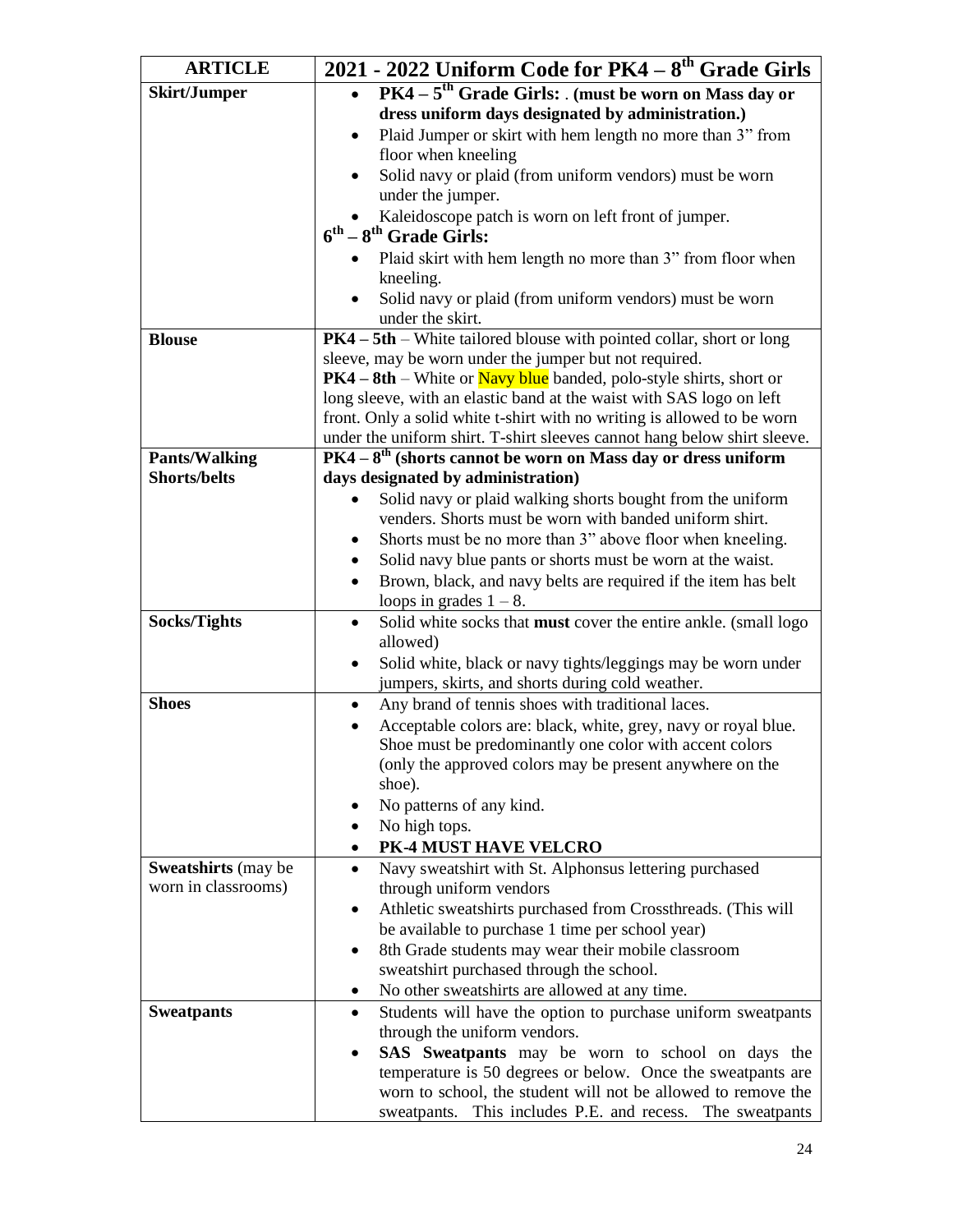| ARTICLE | 2021 - 2022 Uniform Code for PK4 – 8th Grade Girls |
|---|---|
| **Skirt/Jumper** | • **PK4 – 5th Grade Girls: . (must be worn on Mass day or dress uniform days designated by administration.)**<br>• Plaid Jumper or skirt with hem length no more than 3" from floor when kneeling<br>• Solid navy or plaid (from uniform vendors) must be worn under the jumper.<br>• Kaleidoscope patch is worn on left front of jumper.<br>**6th – 8th Grade Girls:**<br>• Plaid skirt with hem length no more than 3" from floor when kneeling.<br>• Solid navy or plaid (from uniform vendors) must be worn under the skirt. |
| **Blouse** | **PK4 – 5th** – White tailored blouse with pointed collar, short or long sleeve, may be worn under the jumper but not required.<br>**PK4 – 8th** – White or Navy blue banded, polo-style shirts, short or long sleeve, with an elastic band at the waist with SAS logo on left front. Only a solid white t-shirt with no writing is allowed to be worn under the uniform shirt. T-shirt sleeves cannot hang below shirt sleeve. |
| **Pants/Walking Shorts/belts** | **PK4 – 8th (shorts cannot be worn on Mass day or dress uniform days designated by administration)**<br>• Solid navy or plaid walking shorts bought from the uniform venders. Shorts must be worn with banded uniform shirt.<br>• Shorts must be no more than 3" above floor when kneeling.<br>• Solid navy blue pants or shorts must be worn at the waist.<br>• Brown, black, and navy belts are required if the item has belt loops in grades 1 – 8. |
| **Socks/Tights** | • Solid white socks that **must** cover the entire ankle. (small logo allowed)<br>• Solid white, black or navy tights/leggings may be worn under jumpers, skirts, and shorts during cold weather. |
| **Shoes** | • Any brand of tennis shoes with traditional laces.<br>• Acceptable colors are: black, white, grey, navy or royal blue. Shoe must be predominantly one color with accent colors (only the approved colors may be present anywhere on the shoe).<br>• No patterns of any kind.<br>• No high tops.<br>• **PK-4 MUST HAVE VELCRO** |
| **Sweatshirts** (may be worn in classrooms) | • Navy sweatshirt with St. Alphonsus lettering purchased through uniform vendors<br>• Athletic sweatshirts purchased from Crossthreads. (This will be available to purchase 1 time per school year)<br>• 8th Grade students may wear their mobile classroom sweatshirt purchased through the school.<br>• No other sweatshirts are allowed at any time. |
| **Sweatpants** | • Students will have the option to purchase uniform sweatpants through the uniform vendors.<br>• **SAS Sweatpants** may be worn to school on days the temperature is 50 degrees or below. Once the sweatpants are worn to school, the student will not be allowed to remove the sweatpants. This includes P.E. and recess. The sweatpants |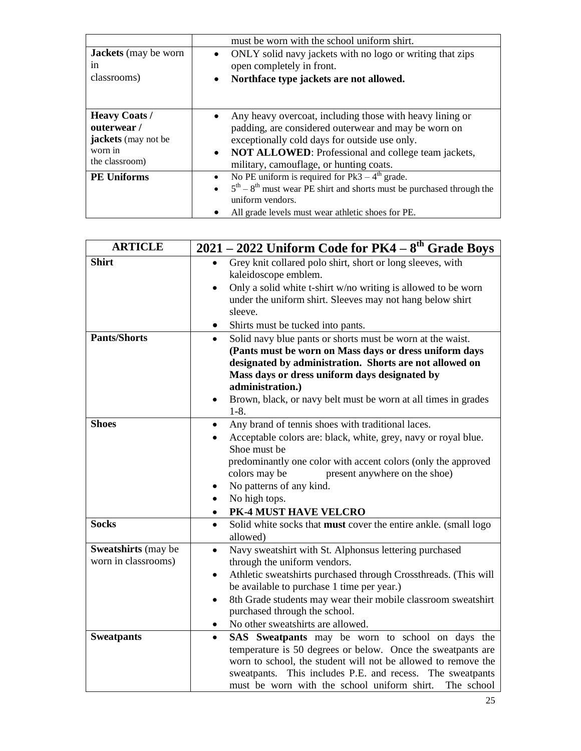| | |
|---|---|
| | must be worn with the school uniform shirt. |
| **Jackets** (may be worn in classrooms) | • ONLY solid navy jackets with no logo or writing that zips open completely in front.<br>• **Northface type jackets are not allowed.** |
| **Heavy Coats / outerwear / jackets** (may not be worn in the classroom) | • Any heavy overcoat, including those with heavy lining or padding, are considered outerwear and may be worn on exceptionally cold days for outside use only.<br>• **NOT ALLOWED**: Professional and college team jackets, military, camouflage, or hunting coats. |
| **PE Uniforms** | • No PE uniform is required for Pk3 – 4th grade.<br>• 5th – 8th must wear PE shirt and shorts must be purchased through the uniform vendors.<br>• All grade levels must wear athletic shoes for PE. |

| ARTICLE | 2021 – 2022 Uniform Code for PK4 – 8th Grade Boys |
|---|---|
| **Shirt** | • Grey knit collared polo shirt, short or long sleeves, with kaleidoscope emblem.<br>• Only a solid white t-shirt w/no writing is allowed to be worn under the uniform shirt. Sleeves may not hang below shirt sleeve.<br>• Shirts must be tucked into pants. |
| **Pants/Shorts** | • Solid navy blue pants or shorts must be worn at the waist. **(Pants must be worn on Mass days or dress uniform days designated by administration. Shorts are not allowed on Mass days or dress uniform days designated by administration.)**<br>• Brown, black, or navy belt must be worn at all times in grades 1-8. |
| **Shoes** | • Any brand of tennis shoes with traditional laces.<br>• Acceptable colors are: black, white, grey, navy or royal blue. Shoe must be predominantly one color with accent colors (only the approved colors may be present anywhere on the shoe)<br>• No patterns of any kind.<br>• No high tops.<br>• **PK-4 MUST HAVE VELCRO** |
| **Socks** | • Solid white socks that **must** cover the entire ankle. (small logo allowed) |
| **Sweatshirts** (may be worn in classrooms) | • Navy sweatshirt with St. Alphonsus lettering purchased through the uniform vendors.<br>• Athletic sweatshirts purchased through Crossthreads. (This will be available to purchase 1 time per year.)<br>• 8th Grade students may wear their mobile classroom sweatshirt purchased through the school.<br>• No other sweatshirts are allowed. |
| **Sweatpants** | • **SAS Sweatpants** may be worn to school on days the temperature is 50 degrees or below. Once the sweatpants are worn to school, the student will not be allowed to remove the sweatpants. This includes P.E. and recess. The sweatpants must be worn with the school uniform shirt. The school |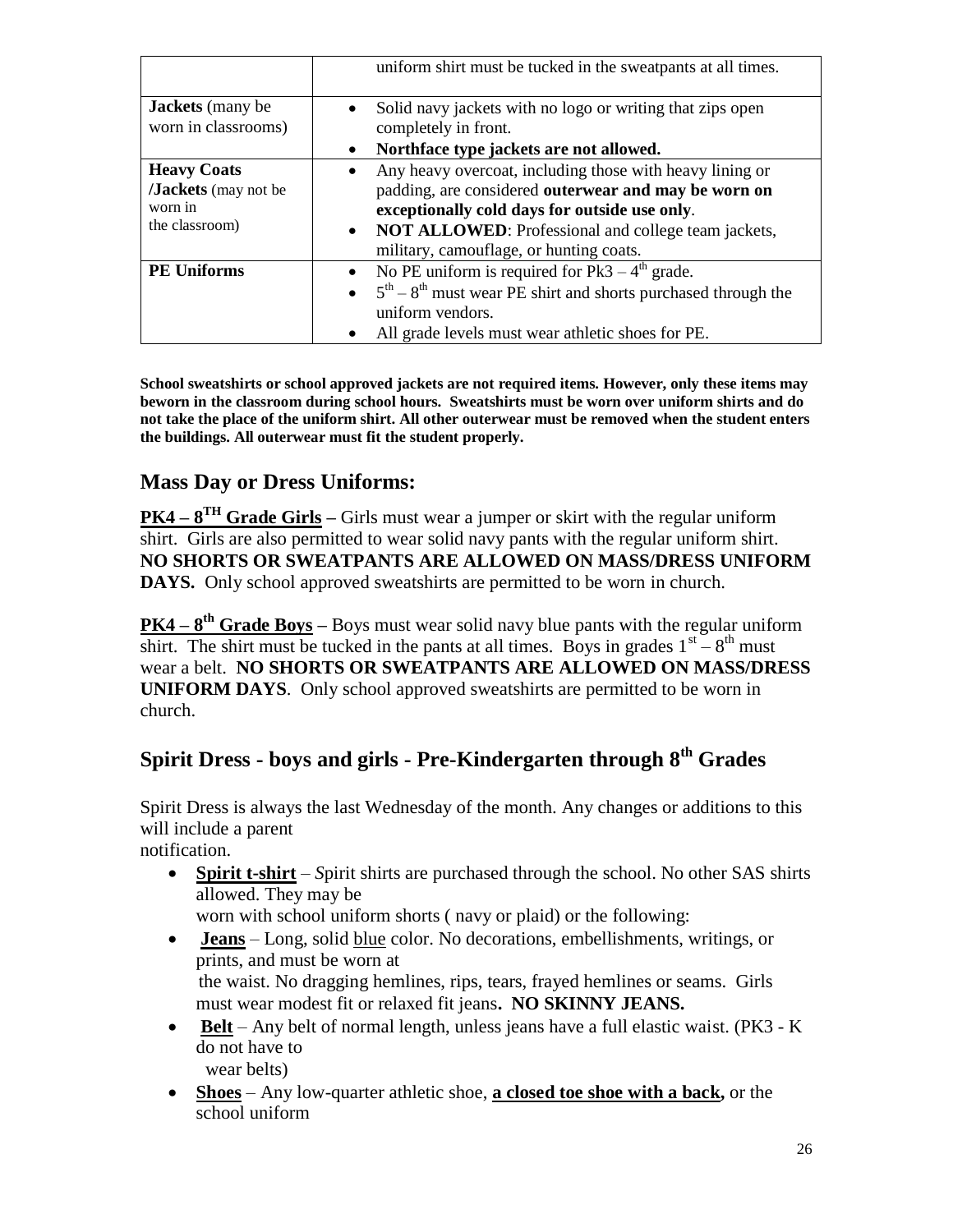| | |
|---|---|
| | uniform shirt must be tucked in the sweatpants at all times. |
| **Jackets** (many be worn in classrooms) | • Solid navy jackets with no logo or writing that zips open completely in front.<br>• **Northface type jackets are not allowed.** |
| **Heavy Coats /Jackets** (may not be worn in the classroom) | • Any heavy overcoat, including those with heavy lining or padding, are considered **outerwear and may be worn on exceptionally cold days for outside use only**.<br>• **NOT ALLOWED**: Professional and college team jackets, military, camouflage, or hunting coats. |
| **PE Uniforms** | • No PE uniform is required for Pk3 – 4th grade.<br>• 5th – 8th must wear PE shirt and shorts purchased through the uniform vendors.<br>• All grade levels must wear athletic shoes for PE. |

**School sweatshirts or school approved jackets are not required items. However, only these items may beworn in the classroom during school hours. Sweatshirts must be worn over uniform shirts and do not take the place of the uniform shirt. All other outerwear must be removed when the student enters the buildings. All outerwear must fit the student properly.**

## Mass Day or Dress Uniforms:

**PK4 – 8TH Grade Girls –** Girls must wear a jumper or skirt with the regular uniform shirt. Girls are also permitted to wear solid navy pants with the regular uniform shirt. **NO SHORTS OR SWEATPANTS ARE ALLOWED ON MASS/DRESS UNIFORM DAYS.** Only school approved sweatshirts are permitted to be worn in church.

**PK4 – 8th Grade Boys –** Boys must wear solid navy blue pants with the regular uniform shirt. The shirt must be tucked in the pants at all times. Boys in grades 1st – 8th must wear a belt. **NO SHORTS OR SWEATPANTS ARE ALLOWED ON MASS/DRESS UNIFORM DAYS**. Only school approved sweatshirts are permitted to be worn in church.

## Spirit Dress - boys and girls - Pre-Kindergarten through 8th Grades

Spirit Dress is always the last Wednesday of the month. Any changes or additions to this will include a parent notification.

- **Spirit t-shirt** – *S*pirit shirts are purchased through the school. No other SAS shirts allowed. They may be worn with school uniform shorts ( navy or plaid) or the following:
- **Jeans** – Long, solid blue color. No decorations, embellishments, writings, or prints, and must be worn at the waist. No dragging hemlines, rips, tears, frayed hemlines or seams. Girls must wear modest fit or relaxed fit jeans**. NO SKINNY JEANS.**
- **Belt** – Any belt of normal length, unless jeans have a full elastic waist. (PK3 - K do not have to wear belts)
- **Shoes** – Any low-quarter athletic shoe, **a closed toe shoe with a back,** or the school uniform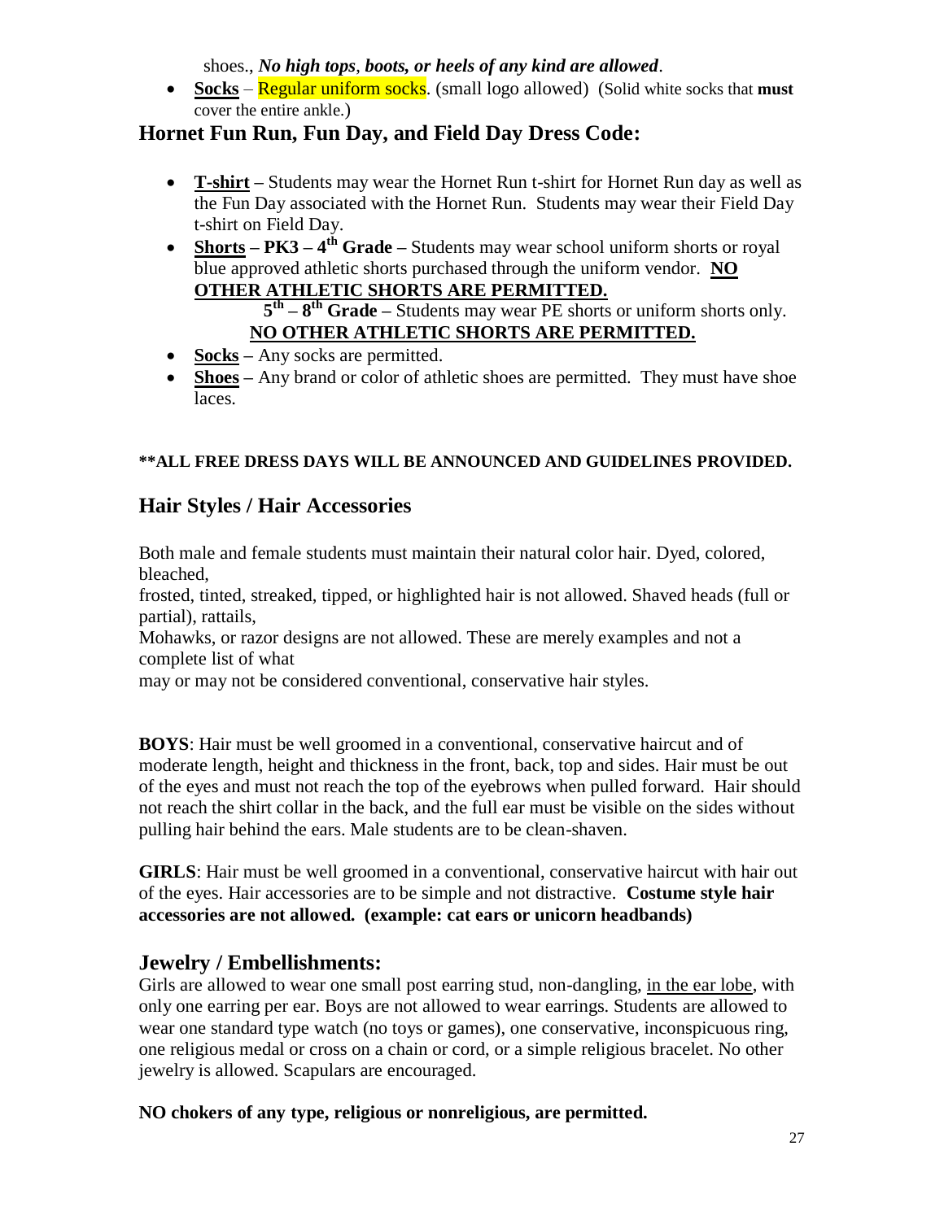shoes., ***No high tops*, *boots, or heels of any kind are allowed***.

- **Socks** – Regular uniform socks. (small logo allowed) (Solid white socks that **must** cover the entire ankle.)

## Hornet Fun Run, Fun Day, and Field Day Dress Code:

- **T-shirt –** Students may wear the Hornet Run t-shirt for Hornet Run day as well as the Fun Day associated with the Hornet Run. Students may wear their Field Day t-shirt on Field Day.
- **Shorts – PK3 – 4th Grade –** Students may wear school uniform shorts or royal blue approved athletic shorts purchased through the uniform vendor. **NO OTHER ATHLETIC SHORTS ARE PERMITTED.**

  **5th – 8th Grade –** Students may wear PE shorts or uniform shorts only. **NO OTHER ATHLETIC SHORTS ARE PERMITTED.**
- **Socks –** Any socks are permitted.
- **Shoes –** Any brand or color of athletic shoes are permitted. They must have shoe laces.

**\*\*ALL FREE DRESS DAYS WILL BE ANNOUNCED AND GUIDELINES PROVIDED.**

## Hair Styles / Hair Accessories

Both male and female students must maintain their natural color hair. Dyed, colored, bleached, frosted, tinted, streaked, tipped, or highlighted hair is not allowed. Shaved heads (full or partial), rattails, Mohawks, or razor designs are not allowed. These are merely examples and not a complete list of what may or may not be considered conventional, conservative hair styles.

**BOYS**: Hair must be well groomed in a conventional, conservative haircut and of moderate length, height and thickness in the front, back, top and sides. Hair must be out of the eyes and must not reach the top of the eyebrows when pulled forward. Hair should not reach the shirt collar in the back, and the full ear must be visible on the sides without pulling hair behind the ears. Male students are to be clean-shaven.

**GIRLS**: Hair must be well groomed in a conventional, conservative haircut with hair out of the eyes. Hair accessories are to be simple and not distractive. **Costume style hair accessories are not allowed. (example: cat ears or unicorn headbands)**

## Jewelry / Embellishments:

Girls are allowed to wear one small post earring stud, non-dangling, in the ear lobe, with only one earring per ear. Boys are not allowed to wear earrings. Students are allowed to wear one standard type watch (no toys or games), one conservative, inconspicuous ring, one religious medal or cross on a chain or cord, or a simple religious bracelet. No other jewelry is allowed. Scapulars are encouraged.

**NO chokers of any type, religious or nonreligious, are permitted.**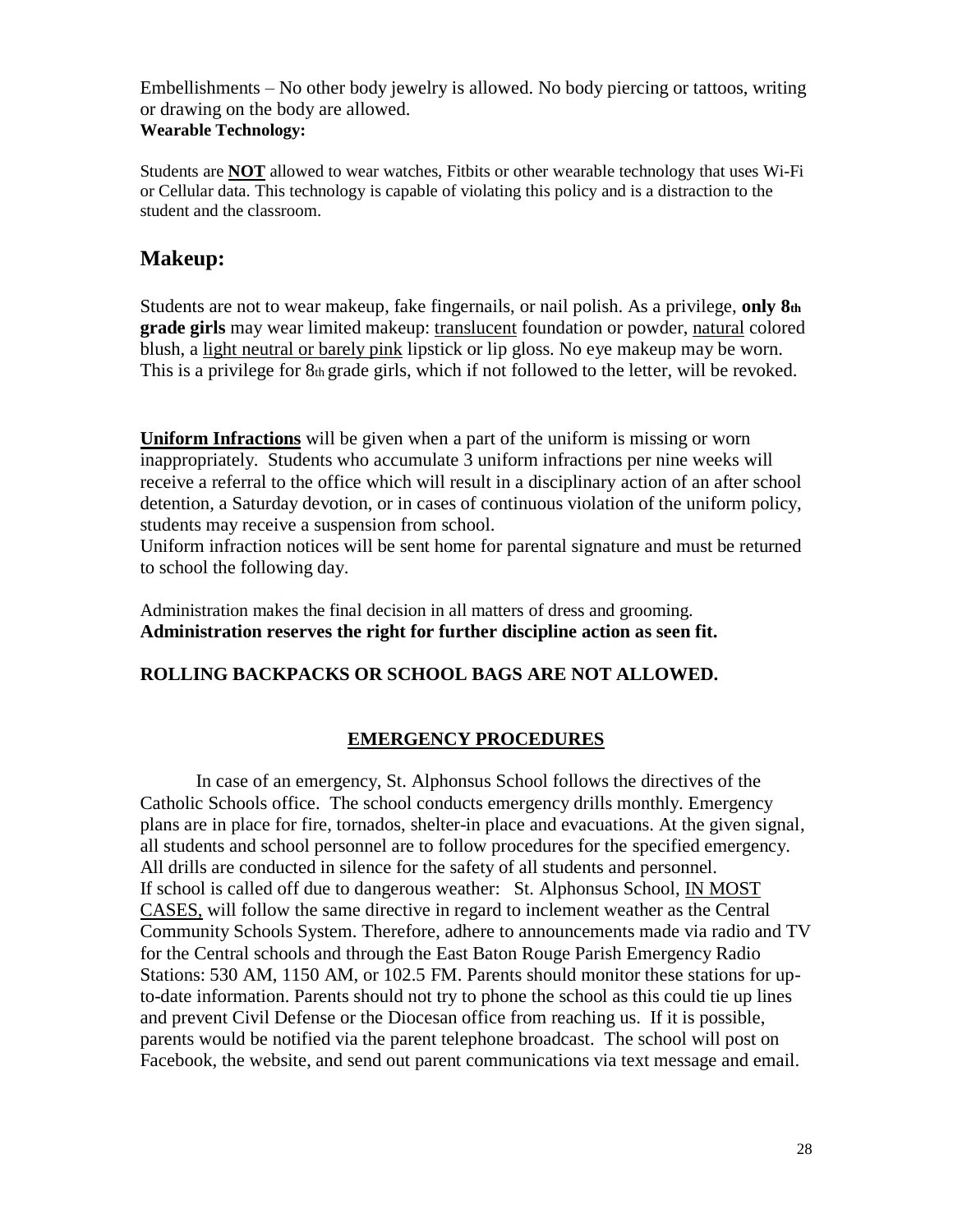Embellishments – No other body jewelry is allowed. No body piercing or tattoos, writing or drawing on the body are allowed.

**Wearable Technology:**

Students are **NOT** allowed to wear watches, Fitbits or other wearable technology that uses Wi-Fi or Cellular data. This technology is capable of violating this policy and is a distraction to the student and the classroom.

## Makeup:

Students are not to wear makeup, fake fingernails, or nail polish. As a privilege, **only 8th grade girls** may wear limited makeup: translucent foundation or powder, natural colored blush, a light neutral or barely pink lipstick or lip gloss. No eye makeup may be worn. This is a privilege for 8th grade girls, which if not followed to the letter, will be revoked.

**Uniform Infractions** will be given when a part of the uniform is missing or worn inappropriately. Students who accumulate 3 uniform infractions per nine weeks will receive a referral to the office which will result in a disciplinary action of an after school detention, a Saturday devotion, or in cases of continuous violation of the uniform policy, students may receive a suspension from school.

Uniform infraction notices will be sent home for parental signature and must be returned to school the following day.

Administration makes the final decision in all matters of dress and grooming.
**Administration reserves the right for further discipline action as seen fit.**

**ROLLING BACKPACKS OR SCHOOL BAGS ARE NOT ALLOWED.**

## EMERGENCY PROCEDURES

In case of an emergency, St. Alphonsus School follows the directives of the Catholic Schools office. The school conducts emergency drills monthly. Emergency plans are in place for fire, tornados, shelter-in place and evacuations. At the given signal, all students and school personnel are to follow procedures for the specified emergency. All drills are conducted in silence for the safety of all students and personnel.
If school is called off due to dangerous weather: St. Alphonsus School, IN MOST CASES, will follow the same directive in regard to inclement weather as the Central Community Schools System. Therefore, adhere to announcements made via radio and TV for the Central schools and through the East Baton Rouge Parish Emergency Radio Stations: 530 AM, 1150 AM, or 102.5 FM. Parents should monitor these stations for up-to-date information. Parents should not try to phone the school as this could tie up lines and prevent Civil Defense or the Diocesan office from reaching us. If it is possible, parents would be notified via the parent telephone broadcast. The school will post on Facebook, the website, and send out parent communications via text message and email.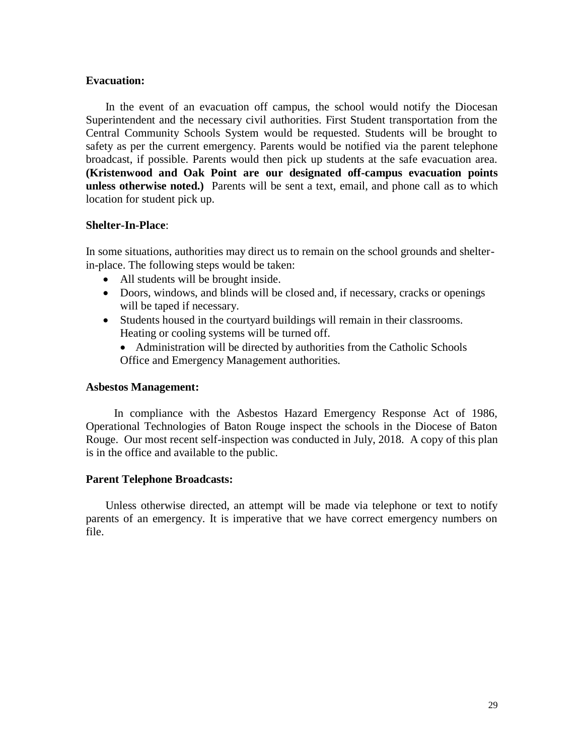**Evacuation:**

In the event of an evacuation off campus, the school would notify the Diocesan Superintendent and the necessary civil authorities. First Student transportation from the Central Community Schools System would be requested. Students will be brought to safety as per the current emergency. Parents would be notified via the parent telephone broadcast, if possible. Parents would then pick up students at the safe evacuation area. **(Kristenwood and Oak Point are our designated off-campus evacuation points unless otherwise noted.)** Parents will be sent a text, email, and phone call as to which location for student pick up.

**Shelter-In-Place**:

In some situations, authorities may direct us to remain on the school grounds and shelter-in-place. The following steps would be taken:

- All students will be brought inside.
- Doors, windows, and blinds will be closed and, if necessary, cracks or openings will be taped if necessary.
- Students housed in the courtyard buildings will remain in their classrooms. Heating or cooling systems will be turned off.
  - Administration will be directed by authorities from the Catholic Schools Office and Emergency Management authorities.

**Asbestos Management:**

In compliance with the Asbestos Hazard Emergency Response Act of 1986, Operational Technologies of Baton Rouge inspect the schools in the Diocese of Baton Rouge. Our most recent self-inspection was conducted in July, 2018. A copy of this plan is in the office and available to the public.

**Parent Telephone Broadcasts:**

Unless otherwise directed, an attempt will be made via telephone or text to notify parents of an emergency. It is imperative that we have correct emergency numbers on file.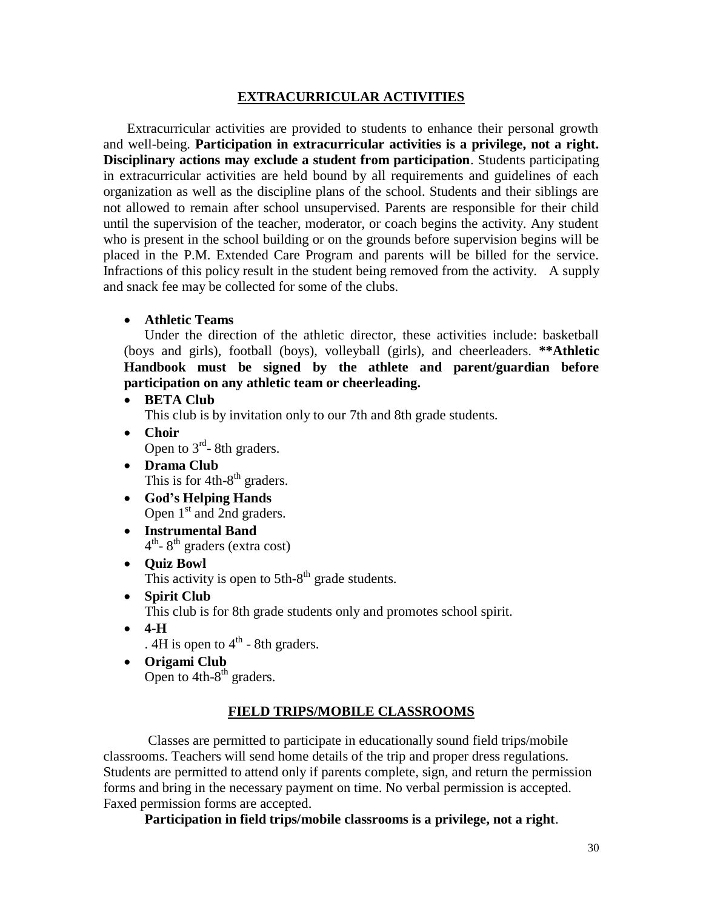## EXTRACURRICULAR ACTIVITIES

Extracurricular activities are provided to students to enhance their personal growth and well-being. **Participation in extracurricular activities is a privilege, not a right. Disciplinary actions may exclude a student from participation**. Students participating in extracurricular activities are held bound by all requirements and guidelines of each organization as well as the discipline plans of the school. Students and their siblings are not allowed to remain after school unsupervised. Parents are responsible for their child until the supervision of the teacher, moderator, or coach begins the activity. Any student who is present in the school building or on the grounds before supervision begins will be placed in the P.M. Extended Care Program and parents will be billed for the service. Infractions of this policy result in the student being removed from the activity. A supply and snack fee may be collected for some of the clubs.

- **Athletic Teams**
  Under the direction of the athletic director, these activities include: basketball (boys and girls), football (boys), volleyball (girls), and cheerleaders. **Athletic Handbook must be signed by the athlete and parent/guardian before participation on any athletic team or cheerleading.
- **BETA Club**
  This club is by invitation only to our 7th and 8th grade students.
- **Choir**
  Open to 3rd- 8th graders.
- **Drama Club**
  This is for 4th-8th graders.
- **God's Helping Hands**
  Open 1st and 2nd graders.
- **Instrumental Band**
  4th- 8th graders (extra cost)
- **Quiz Bowl**
  This activity is open to 5th-8th grade students.
- **Spirit Club**
  This club is for 8th grade students only and promotes school spirit.
- **4-H**
  . 4H is open to 4th - 8th graders.
- **Origami Club**
  Open to 4th-8th graders.

## FIELD TRIPS/MOBILE CLASSROOMS

Classes are permitted to participate in educationally sound field trips/mobile classrooms. Teachers will send home details of the trip and proper dress regulations. Students are permitted to attend only if parents complete, sign, and return the permission forms and bring in the necessary payment on time. No verbal permission is accepted. Faxed permission forms are accepted.

**Participation in field trips/mobile classrooms is a privilege, not a right**.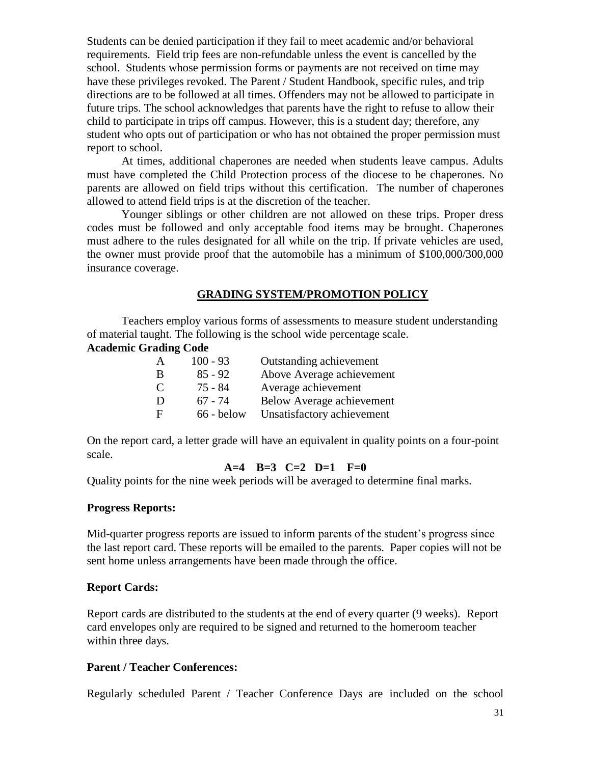Students can be denied participation if they fail to meet academic and/or behavioral requirements. Field trip fees are non-refundable unless the event is cancelled by the school. Students whose permission forms or payments are not received on time may have these privileges revoked. The Parent / Student Handbook, specific rules, and trip directions are to be followed at all times. Offenders may not be allowed to participate in future trips. The school acknowledges that parents have the right to refuse to allow their child to participate in trips off campus. However, this is a student day; therefore, any student who opts out of participation or who has not obtained the proper permission must report to school.

At times, additional chaperones are needed when students leave campus. Adults must have completed the Child Protection process of the diocese to be chaperones. No parents are allowed on field trips without this certification. The number of chaperones allowed to attend field trips is at the discretion of the teacher.

Younger siblings or other children are not allowed on these trips. Proper dress codes must be followed and only acceptable food items may be brought. Chaperones must adhere to the rules designated for all while on the trip. If private vehicles are used, the owner must provide proof that the automobile has a minimum of $100,000/300,000 insurance coverage.

## GRADING SYSTEM/PROMOTION POLICY

Teachers employ various forms of assessments to measure student understanding of material taught. The following is the school wide percentage scale.

**Academic Grading Code**

| Grade | Percentage | Description |
|---|---|---|
| A | 100 - 93 | Outstanding achievement |
| B | 85 - 92 | Above Average achievement |
| C | 75 - 84 | Average achievement |
| D | 67 - 74 | Below Average achievement |
| F | 66 - below | Unsatisfactory achievement |

On the report card, a letter grade will have an equivalent in quality points on a four-point scale.

**A=4 B=3 C=2 D=1 F=0**

Quality points for the nine week periods will be averaged to determine final marks.

### Progress Reports:

Mid-quarter progress reports are issued to inform parents of the student's progress since the last report card. These reports will be emailed to the parents. Paper copies will not be sent home unless arrangements have been made through the office.

### Report Cards:

Report cards are distributed to the students at the end of every quarter (9 weeks). Report card envelopes only are required to be signed and returned to the homeroom teacher within three days.

### Parent / Teacher Conferences:

Regularly scheduled Parent / Teacher Conference Days are included on the school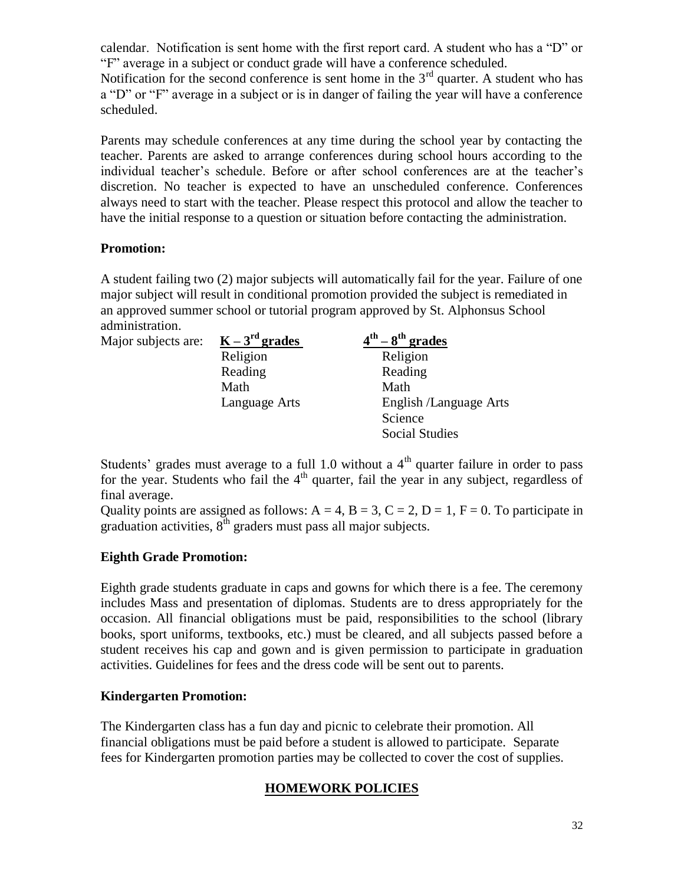calendar. Notification is sent home with the first report card. A student who has a "D" or "F" average in a subject or conduct grade will have a conference scheduled.
Notification for the second conference is sent home in the 3rd quarter. A student who has a "D" or "F" average in a subject or is in danger of failing the year will have a conference scheduled.

Parents may schedule conferences at any time during the school year by contacting the teacher. Parents are asked to arrange conferences during school hours according to the individual teacher's schedule. Before or after school conferences are at the teacher's discretion. No teacher is expected to have an unscheduled conference. Conferences always need to start with the teacher. Please respect this protocol and allow the teacher to have the initial response to a question or situation before contacting the administration.

**Promotion:**

A student failing two (2) major subjects will automatically fail for the year. Failure of one major subject will result in conditional promotion provided the subject is remediated in an approved summer school or tutorial program approved by St. Alphonsus School administration.

| Major subjects are: | K – 3rd grades | 4th – 8th grades |
|---|---|---|
| | Religion | Religion |
| | Reading | Reading |
| | Math | Math |
| | Language Arts | English /Language Arts |
| | | Science |
| | | Social Studies |

Students' grades must average to a full 1.0 without a 4th quarter failure in order to pass for the year. Students who fail the 4th quarter, fail the year in any subject, regardless of final average.
Quality points are assigned as follows: A = 4, B = 3, C = 2, D = 1, F = 0. To participate in graduation activities, 8th graders must pass all major subjects.

**Eighth Grade Promotion:**

Eighth grade students graduate in caps and gowns for which there is a fee. The ceremony includes Mass and presentation of diplomas. Students are to dress appropriately for the occasion. All financial obligations must be paid, responsibilities to the school (library books, sport uniforms, textbooks, etc.) must be cleared, and all subjects passed before a student receives his cap and gown and is given permission to participate in graduation activities. Guidelines for fees and the dress code will be sent out to parents.

**Kindergarten Promotion:**

The Kindergarten class has a fun day and picnic to celebrate their promotion. All financial obligations must be paid before a student is allowed to participate. Separate fees for Kindergarten promotion parties may be collected to cover the cost of supplies.

## HOMEWORK POLICIES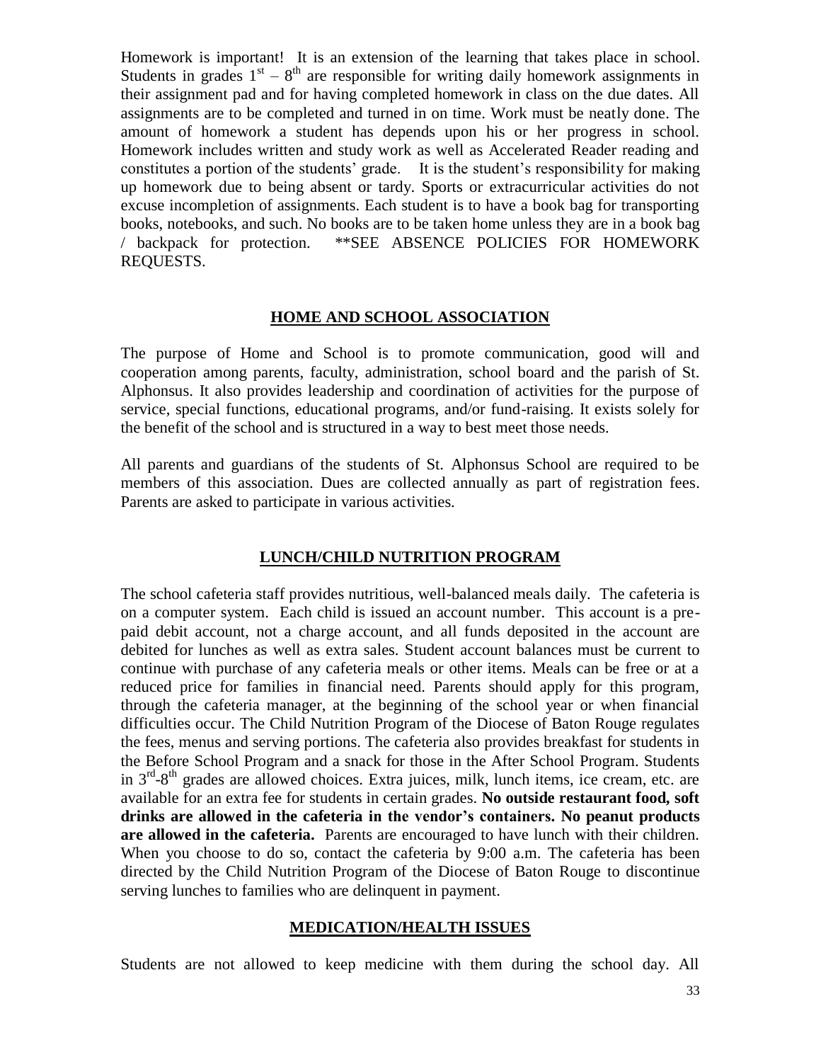Homework is important! It is an extension of the learning that takes place in school. Students in grades $1^{st}$ – $8^{th}$ are responsible for writing daily homework assignments in their assignment pad and for having completed homework in class on the due dates. All assignments are to be completed and turned in on time. Work must be neatly done. The amount of homework a student has depends upon his or her progress in school. Homework includes written and study work as well as Accelerated Reader reading and constitutes a portion of the students' grade. It is the student's responsibility for making up homework due to being absent or tardy. Sports or extracurricular activities do not excuse incompletion of assignments. Each student is to have a book bag for transporting books, notebooks, and such. No books are to be taken home unless they are in a book bag / backpack for protection. **SEE ABSENCE POLICIES FOR HOMEWORK REQUESTS.

## HOME AND SCHOOL ASSOCIATION

The purpose of Home and School is to promote communication, good will and cooperation among parents, faculty, administration, school board and the parish of St. Alphonsus. It also provides leadership and coordination of activities for the purpose of service, special functions, educational programs, and/or fund-raising. It exists solely for the benefit of the school and is structured in a way to best meet those needs.

All parents and guardians of the students of St. Alphonsus School are required to be members of this association. Dues are collected annually as part of registration fees. Parents are asked to participate in various activities.

## LUNCH/CHILD NUTRITION PROGRAM

The school cafeteria staff provides nutritious, well-balanced meals daily. The cafeteria is on a computer system. Each child is issued an account number. This account is a pre-paid debit account, not a charge account, and all funds deposited in the account are debited for lunches as well as extra sales. Student account balances must be current to continue with purchase of any cafeteria meals or other items. Meals can be free or at a reduced price for families in financial need. Parents should apply for this program, through the cafeteria manager, at the beginning of the school year or when financial difficulties occur. The Child Nutrition Program of the Diocese of Baton Rouge regulates the fees, menus and serving portions. The cafeteria also provides breakfast for students in the Before School Program and a snack for those in the After School Program. Students in $3^{rd}$-$8^{th}$ grades are allowed choices. Extra juices, milk, lunch items, ice cream, etc. are available for an extra fee for students in certain grades. **No outside restaurant food, soft drinks are allowed in the cafeteria in the vendor's containers. No peanut products are allowed in the cafeteria.** Parents are encouraged to have lunch with their children. When you choose to do so, contact the cafeteria by 9:00 a.m. The cafeteria has been directed by the Child Nutrition Program of the Diocese of Baton Rouge to discontinue serving lunches to families who are delinquent in payment.

## MEDICATION/HEALTH ISSUES

Students are not allowed to keep medicine with them during the school day. All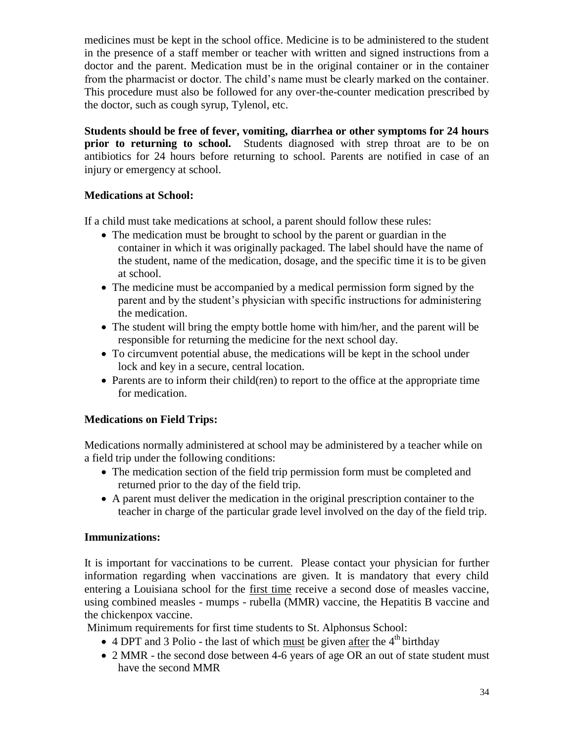medicines must be kept in the school office. Medicine is to be administered to the student in the presence of a staff member or teacher with written and signed instructions from a doctor and the parent. Medication must be in the original container or in the container from the pharmacist or doctor. The child's name must be clearly marked on the container. This procedure must also be followed for any over-the-counter medication prescribed by the doctor, such as cough syrup, Tylenol, etc.

**Students should be free of fever, vomiting, diarrhea or other symptoms for 24 hours prior to returning to school.** Students diagnosed with strep throat are to be on antibiotics for 24 hours before returning to school. Parents are notified in case of an injury or emergency at school.

**Medications at School:**

If a child must take medications at school, a parent should follow these rules:

- The medication must be brought to school by the parent or guardian in the container in which it was originally packaged. The label should have the name of the student, name of the medication, dosage, and the specific time it is to be given at school.
- The medicine must be accompanied by a medical permission form signed by the parent and by the student's physician with specific instructions for administering the medication.
- The student will bring the empty bottle home with him/her, and the parent will be responsible for returning the medicine for the next school day.
- To circumvent potential abuse, the medications will be kept in the school under lock and key in a secure, central location.
- Parents are to inform their child(ren) to report to the office at the appropriate time for medication.

**Medications on Field Trips:**

Medications normally administered at school may be administered by a teacher while on a field trip under the following conditions:

- The medication section of the field trip permission form must be completed and returned prior to the day of the field trip.
- A parent must deliver the medication in the original prescription container to the teacher in charge of the particular grade level involved on the day of the field trip.

**Immunizations:**

It is important for vaccinations to be current. Please contact your physician for further information regarding when vaccinations are given. It is mandatory that every child entering a Louisiana school for the first time receive a second dose of measles vaccine, using combined measles - mumps - rubella (MMR) vaccine, the Hepatitis B vaccine and the chickenpox vaccine.

Minimum requirements for first time students to St. Alphonsus School:

- 4 DPT and 3 Polio - the last of which must be given after the 4th birthday
- 2 MMR - the second dose between 4-6 years of age OR an out of state student must have the second MMR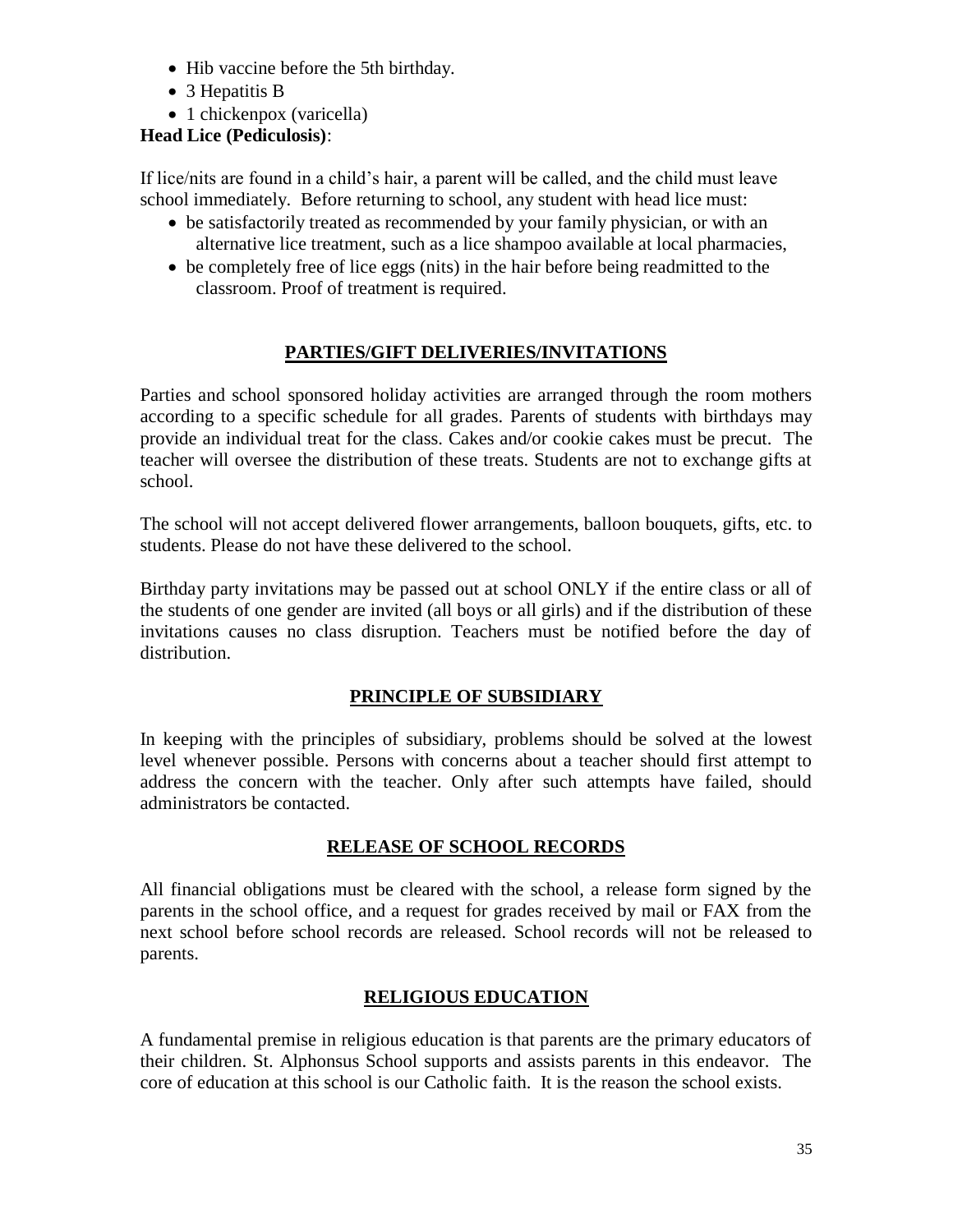- Hib vaccine before the 5th birthday.
- 3 Hepatitis B
- 1 chickenpox (varicella)

**Head Lice (Pediculosis)**:

If lice/nits are found in a child's hair, a parent will be called, and the child must leave school immediately. Before returning to school, any student with head lice must:

- be satisfactorily treated as recommended by your family physician, or with an alternative lice treatment, such as a lice shampoo available at local pharmacies,
- be completely free of lice eggs (nits) in the hair before being readmitted to the classroom. Proof of treatment is required.

## PARTIES/GIFT DELIVERIES/INVITATIONS

Parties and school sponsored holiday activities are arranged through the room mothers according to a specific schedule for all grades. Parents of students with birthdays may provide an individual treat for the class. Cakes and/or cookie cakes must be precut. The teacher will oversee the distribution of these treats. Students are not to exchange gifts at school.

The school will not accept delivered flower arrangements, balloon bouquets, gifts, etc. to students. Please do not have these delivered to the school.

Birthday party invitations may be passed out at school ONLY if the entire class or all of the students of one gender are invited (all boys or all girls) and if the distribution of these invitations causes no class disruption. Teachers must be notified before the day of distribution.

## PRINCIPLE OF SUBSIDIARY

In keeping with the principles of subsidiary, problems should be solved at the lowest level whenever possible. Persons with concerns about a teacher should first attempt to address the concern with the teacher. Only after such attempts have failed, should administrators be contacted.

## RELEASE OF SCHOOL RECORDS

All financial obligations must be cleared with the school, a release form signed by the parents in the school office, and a request for grades received by mail or FAX from the next school before school records are released. School records will not be released to parents.

## RELIGIOUS EDUCATION

A fundamental premise in religious education is that parents are the primary educators of their children. St. Alphonsus School supports and assists parents in this endeavor. The core of education at this school is our Catholic faith. It is the reason the school exists.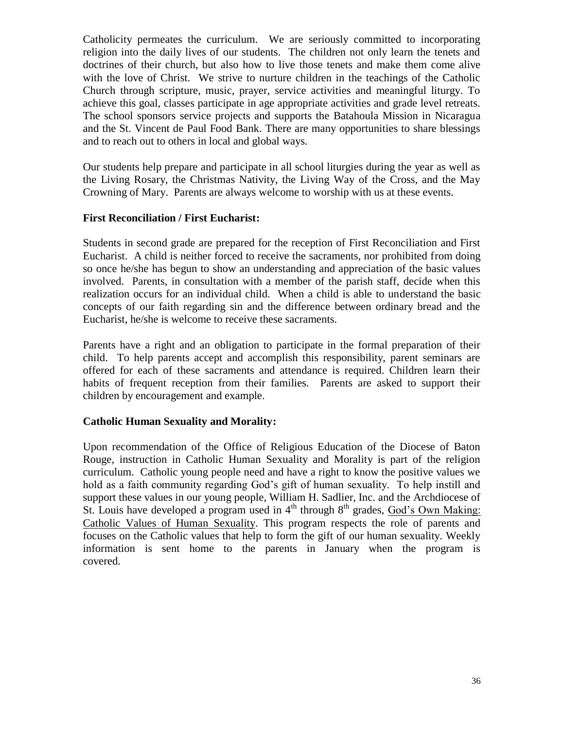Catholicity permeates the curriculum. We are seriously committed to incorporating religion into the daily lives of our students. The children not only learn the tenets and doctrines of their church, but also how to live those tenets and make them come alive with the love of Christ. We strive to nurture children in the teachings of the Catholic Church through scripture, music, prayer, service activities and meaningful liturgy. To achieve this goal, classes participate in age appropriate activities and grade level retreats. The school sponsors service projects and supports the Batahoula Mission in Nicaragua and the St. Vincent de Paul Food Bank. There are many opportunities to share blessings and to reach out to others in local and global ways.

Our students help prepare and participate in all school liturgies during the year as well as the Living Rosary, the Christmas Nativity, the Living Way of the Cross, and the May Crowning of Mary. Parents are always welcome to worship with us at these events.

**First Reconciliation / First Eucharist:**

Students in second grade are prepared for the reception of First Reconciliation and First Eucharist. A child is neither forced to receive the sacraments, nor prohibited from doing so once he/she has begun to show an understanding and appreciation of the basic values involved. Parents, in consultation with a member of the parish staff, decide when this realization occurs for an individual child. When a child is able to understand the basic concepts of our faith regarding sin and the difference between ordinary bread and the Eucharist, he/she is welcome to receive these sacraments.

Parents have a right and an obligation to participate in the formal preparation of their child. To help parents accept and accomplish this responsibility, parent seminars are offered for each of these sacraments and attendance is required. Children learn their habits of frequent reception from their families. Parents are asked to support their children by encouragement and example.

**Catholic Human Sexuality and Morality:**

Upon recommendation of the Office of Religious Education of the Diocese of Baton Rouge, instruction in Catholic Human Sexuality and Morality is part of the religion curriculum. Catholic young people need and have a right to know the positive values we hold as a faith community regarding God's gift of human sexuality. To help instill and support these values in our young people, William H. Sadlier, Inc. and the Archdiocese of St. Louis have developed a program used in 4th through 8th grades, God's Own Making: Catholic Values of Human Sexuality. This program respects the role of parents and focuses on the Catholic values that help to form the gift of our human sexuality. Weekly information is sent home to the parents in January when the program is covered.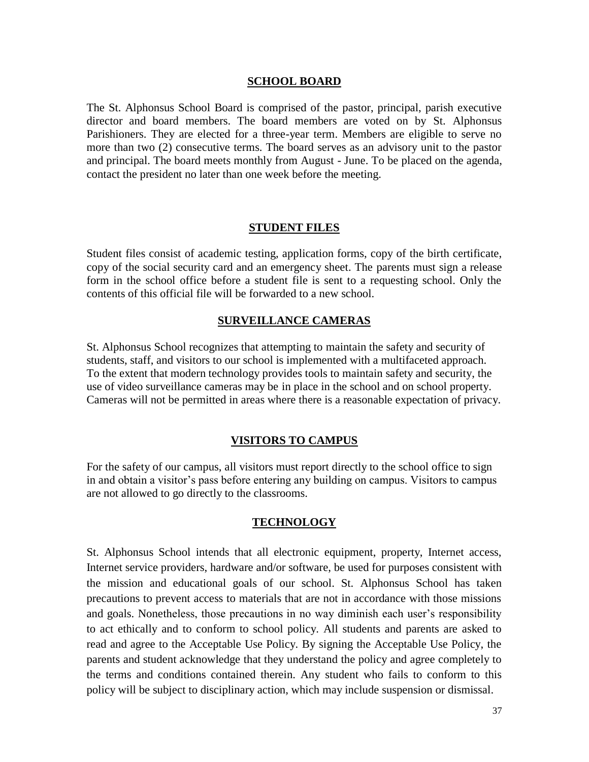## SCHOOL BOARD

The St. Alphonsus School Board is comprised of the pastor, principal, parish executive director and board members. The board members are voted on by St. Alphonsus Parishioners. They are elected for a three-year term. Members are eligible to serve no more than two (2) consecutive terms. The board serves as an advisory unit to the pastor and principal. The board meets monthly from August - June. To be placed on the agenda, contact the president no later than one week before the meeting.

## STUDENT FILES

Student files consist of academic testing, application forms, copy of the birth certificate, copy of the social security card and an emergency sheet. The parents must sign a release form in the school office before a student file is sent to a requesting school. Only the contents of this official file will be forwarded to a new school.

## SURVEILLANCE CAMERAS

St. Alphonsus School recognizes that attempting to maintain the safety and security of students, staff, and visitors to our school is implemented with a multifaceted approach. To the extent that modern technology provides tools to maintain safety and security, the use of video surveillance cameras may be in place in the school and on school property. Cameras will not be permitted in areas where there is a reasonable expectation of privacy.

## VISITORS TO CAMPUS

For the safety of our campus, all visitors must report directly to the school office to sign in and obtain a visitor's pass before entering any building on campus. Visitors to campus are not allowed to go directly to the classrooms.

## TECHNOLOGY

St. Alphonsus School intends that all electronic equipment, property, Internet access, Internet service providers, hardware and/or software, be used for purposes consistent with the mission and educational goals of our school. St. Alphonsus School has taken precautions to prevent access to materials that are not in accordance with those missions and goals. Nonetheless, those precautions in no way diminish each user's responsibility to act ethically and to conform to school policy. All students and parents are asked to read and agree to the Acceptable Use Policy. By signing the Acceptable Use Policy, the parents and student acknowledge that they understand the policy and agree completely to the terms and conditions contained therein. Any student who fails to conform to this policy will be subject to disciplinary action, which may include suspension or dismissal.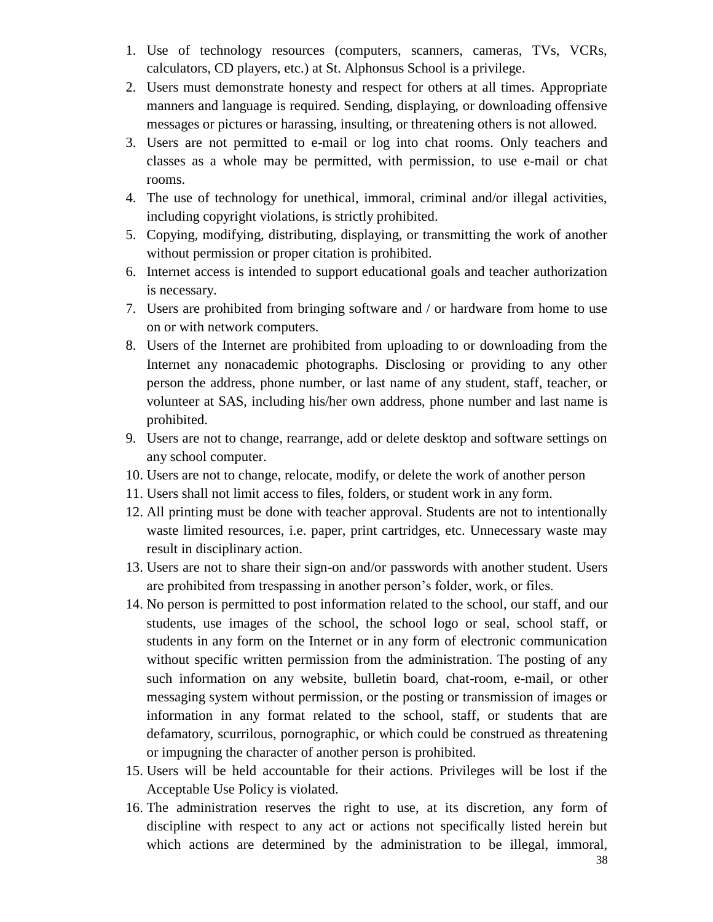1. Use of technology resources (computers, scanners, cameras, TVs, VCRs, calculators, CD players, etc.) at St. Alphonsus School is a privilege.
2. Users must demonstrate honesty and respect for others at all times. Appropriate manners and language is required. Sending, displaying, or downloading offensive messages or pictures or harassing, insulting, or threatening others is not allowed.
3. Users are not permitted to e-mail or log into chat rooms. Only teachers and classes as a whole may be permitted, with permission, to use e-mail or chat rooms.
4. The use of technology for unethical, immoral, criminal and/or illegal activities, including copyright violations, is strictly prohibited.
5. Copying, modifying, distributing, displaying, or transmitting the work of another without permission or proper citation is prohibited.
6. Internet access is intended to support educational goals and teacher authorization is necessary.
7. Users are prohibited from bringing software and / or hardware from home to use on or with network computers.
8. Users of the Internet are prohibited from uploading to or downloading from the Internet any nonacademic photographs. Disclosing or providing to any other person the address, phone number, or last name of any student, staff, teacher, or volunteer at SAS, including his/her own address, phone number and last name is prohibited.
9. Users are not to change, rearrange, add or delete desktop and software settings on any school computer.
10. Users are not to change, relocate, modify, or delete the work of another person
11. Users shall not limit access to files, folders, or student work in any form.
12. All printing must be done with teacher approval. Students are not to intentionally waste limited resources, i.e. paper, print cartridges, etc. Unnecessary waste may result in disciplinary action.
13. Users are not to share their sign-on and/or passwords with another student. Users are prohibited from trespassing in another person's folder, work, or files.
14. No person is permitted to post information related to the school, our staff, and our students, use images of the school, the school logo or seal, school staff, or students in any form on the Internet or in any form of electronic communication without specific written permission from the administration. The posting of any such information on any website, bulletin board, chat-room, e-mail, or other messaging system without permission, or the posting or transmission of images or information in any format related to the school, staff, or students that are defamatory, scurrilous, pornographic, or which could be construed as threatening or impugning the character of another person is prohibited.
15. Users will be held accountable for their actions. Privileges will be lost if the Acceptable Use Policy is violated.
16. The administration reserves the right to use, at its discretion, any form of discipline with respect to any act or actions not specifically listed herein but which actions are determined by the administration to be illegal, immoral,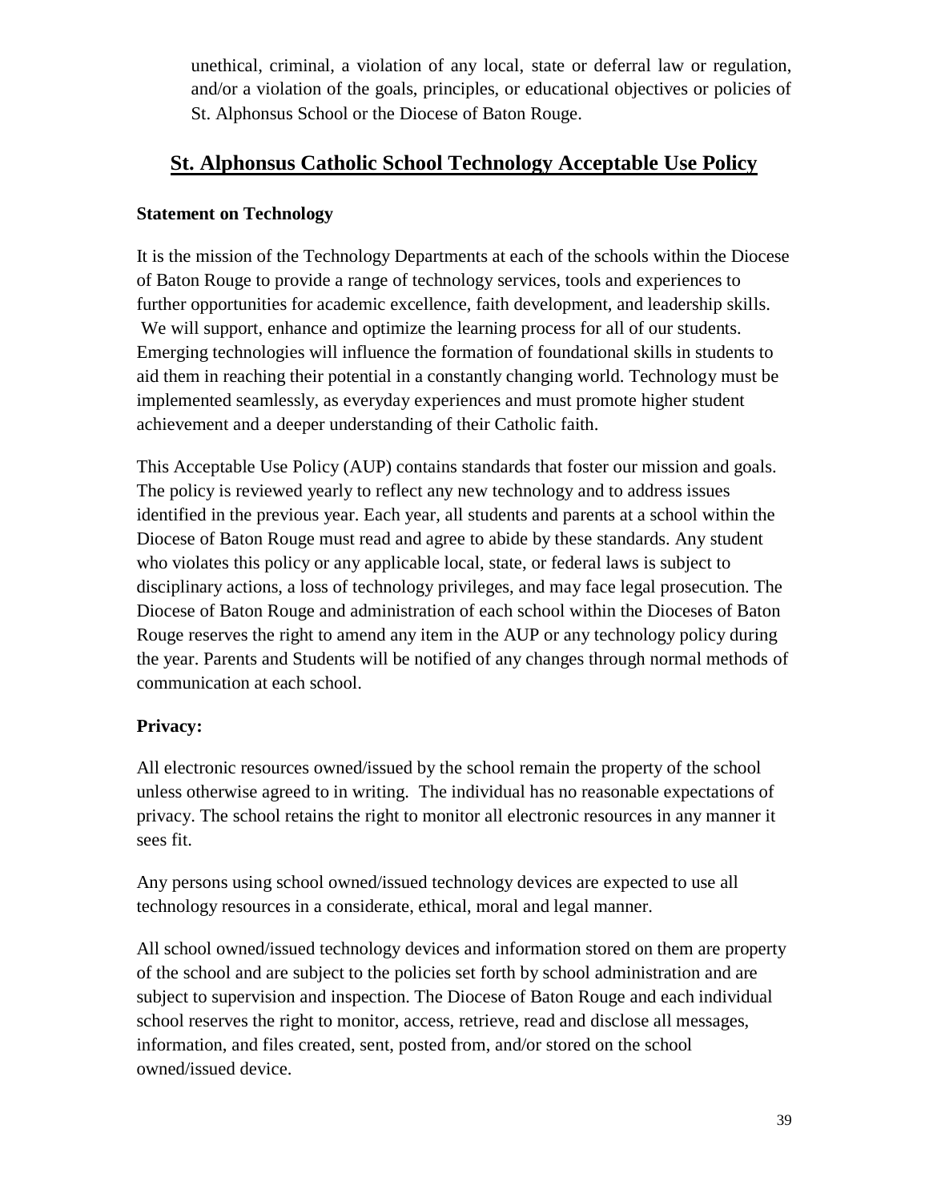unethical, criminal, a violation of any local, state or deferral law or regulation, and/or a violation of the goals, principles, or educational objectives or policies of St. Alphonsus School or the Diocese of Baton Rouge.

## St. Alphonsus Catholic School Technology Acceptable Use Policy

**Statement on Technology**

It is the mission of the Technology Departments at each of the schools within the Diocese of Baton Rouge to provide a range of technology services, tools and experiences to further opportunities for academic excellence, faith development, and leadership skills. We will support, enhance and optimize the learning process for all of our students. Emerging technologies will influence the formation of foundational skills in students to aid them in reaching their potential in a constantly changing world. Technology must be implemented seamlessly, as everyday experiences and must promote higher student achievement and a deeper understanding of their Catholic faith.

This Acceptable Use Policy (AUP) contains standards that foster our mission and goals. The policy is reviewed yearly to reflect any new technology and to address issues identified in the previous year. Each year, all students and parents at a school within the Diocese of Baton Rouge must read and agree to abide by these standards. Any student who violates this policy or any applicable local, state, or federal laws is subject to disciplinary actions, a loss of technology privileges, and may face legal prosecution. The Diocese of Baton Rouge and administration of each school within the Dioceses of Baton Rouge reserves the right to amend any item in the AUP or any technology policy during the year. Parents and Students will be notified of any changes through normal methods of communication at each school.

**Privacy:**

All electronic resources owned/issued by the school remain the property of the school unless otherwise agreed to in writing. The individual has no reasonable expectations of privacy. The school retains the right to monitor all electronic resources in any manner it sees fit.

Any persons using school owned/issued technology devices are expected to use all technology resources in a considerate, ethical, moral and legal manner.

All school owned/issued technology devices and information stored on them are property of the school and are subject to the policies set forth by school administration and are subject to supervision and inspection. The Diocese of Baton Rouge and each individual school reserves the right to monitor, access, retrieve, read and disclose all messages, information, and files created, sent, posted from, and/or stored on the school owned/issued device.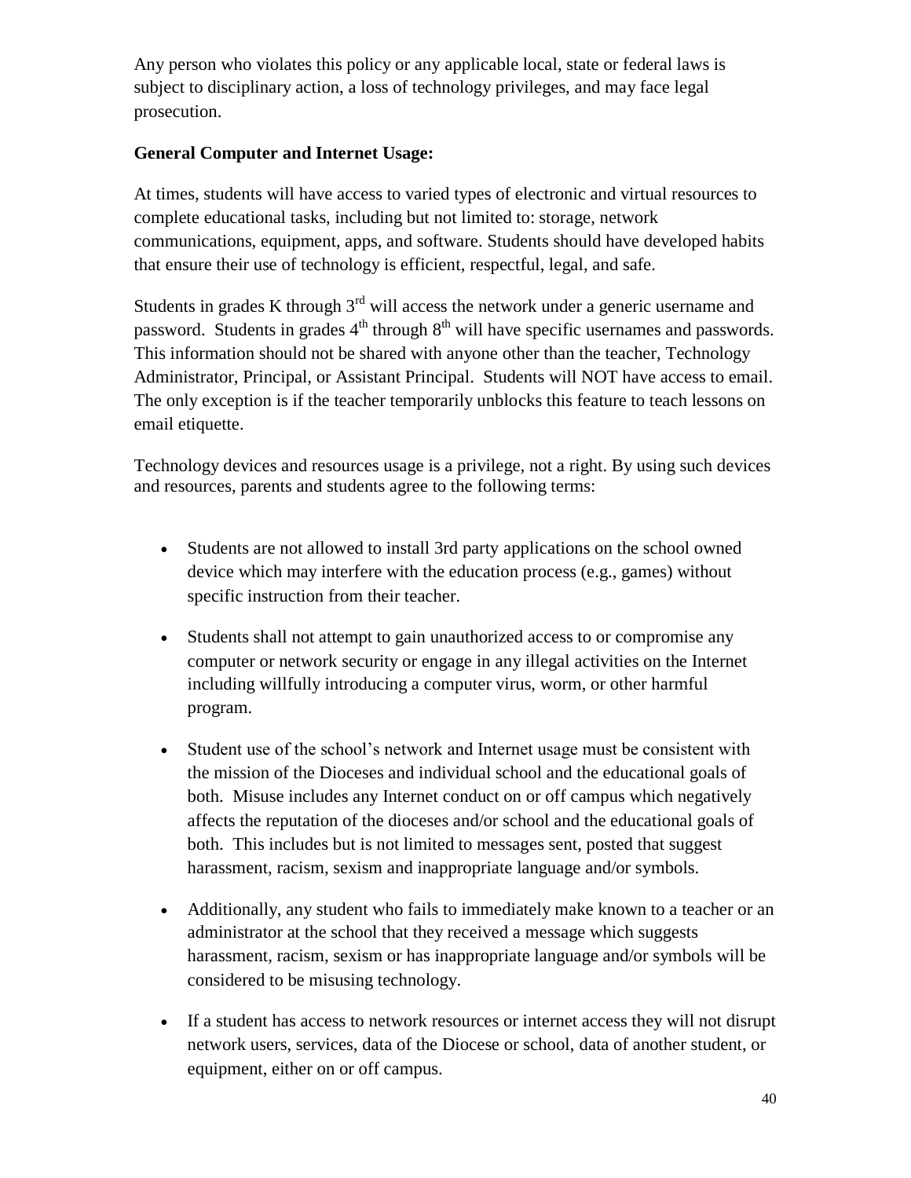Any person who violates this policy or any applicable local, state or federal laws is subject to disciplinary action, a loss of technology privileges, and may face legal prosecution.

**General Computer and Internet Usage:**

At times, students will have access to varied types of electronic and virtual resources to complete educational tasks, including but not limited to: storage, network communications, equipment, apps, and software. Students should have developed habits that ensure their use of technology is efficient, respectful, legal, and safe.

Students in grades K through 3rd will access the network under a generic username and password. Students in grades 4th through 8th will have specific usernames and passwords. This information should not be shared with anyone other than the teacher, Technology Administrator, Principal, or Assistant Principal. Students will NOT have access to email. The only exception is if the teacher temporarily unblocks this feature to teach lessons on email etiquette.

Technology devices and resources usage is a privilege, not a right. By using such devices and resources, parents and students agree to the following terms:

- Students are not allowed to install 3rd party applications on the school owned device which may interfere with the education process (e.g., games) without specific instruction from their teacher.
- Students shall not attempt to gain unauthorized access to or compromise any computer or network security or engage in any illegal activities on the Internet including willfully introducing a computer virus, worm, or other harmful program.
- Student use of the school's network and Internet usage must be consistent with the mission of the Dioceses and individual school and the educational goals of both. Misuse includes any Internet conduct on or off campus which negatively affects the reputation of the dioceses and/or school and the educational goals of both. This includes but is not limited to messages sent, posted that suggest harassment, racism, sexism and inappropriate language and/or symbols.
- Additionally, any student who fails to immediately make known to a teacher or an administrator at the school that they received a message which suggests harassment, racism, sexism or has inappropriate language and/or symbols will be considered to be misusing technology.
- If a student has access to network resources or internet access they will not disrupt network users, services, data of the Diocese or school, data of another student, or equipment, either on or off campus.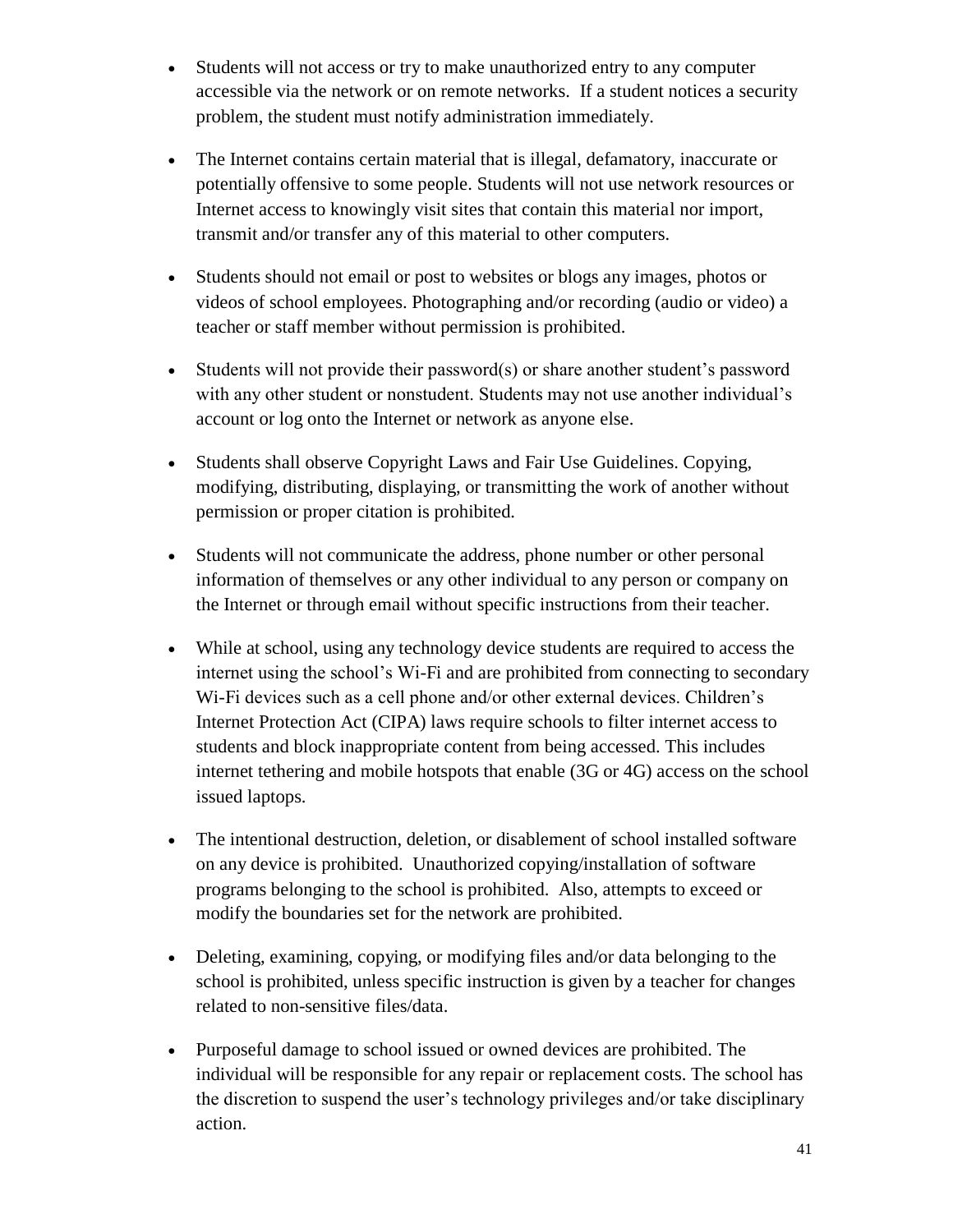- Students will not access or try to make unauthorized entry to any computer accessible via the network or on remote networks. If a student notices a security problem, the student must notify administration immediately.

- The Internet contains certain material that is illegal, defamatory, inaccurate or potentially offensive to some people. Students will not use network resources or Internet access to knowingly visit sites that contain this material nor import, transmit and/or transfer any of this material to other computers.

- Students should not email or post to websites or blogs any images, photos or videos of school employees. Photographing and/or recording (audio or video) a teacher or staff member without permission is prohibited.

- Students will not provide their password(s) or share another student's password with any other student or nonstudent. Students may not use another individual's account or log onto the Internet or network as anyone else.

- Students shall observe Copyright Laws and Fair Use Guidelines. Copying, modifying, distributing, displaying, or transmitting the work of another without permission or proper citation is prohibited.

- Students will not communicate the address, phone number or other personal information of themselves or any other individual to any person or company on the Internet or through email without specific instructions from their teacher.

- While at school, using any technology device students are required to access the internet using the school's Wi-Fi and are prohibited from connecting to secondary Wi-Fi devices such as a cell phone and/or other external devices. Children's Internet Protection Act (CIPA) laws require schools to filter internet access to students and block inappropriate content from being accessed. This includes internet tethering and mobile hotspots that enable (3G or 4G) access on the school issued laptops.

- The intentional destruction, deletion, or disablement of school installed software on any device is prohibited. Unauthorized copying/installation of software programs belonging to the school is prohibited. Also, attempts to exceed or modify the boundaries set for the network are prohibited.

- Deleting, examining, copying, or modifying files and/or data belonging to the school is prohibited, unless specific instruction is given by a teacher for changes related to non-sensitive files/data.

- Purposeful damage to school issued or owned devices are prohibited. The individual will be responsible for any repair or replacement costs. The school has the discretion to suspend the user's technology privileges and/or take disciplinary action.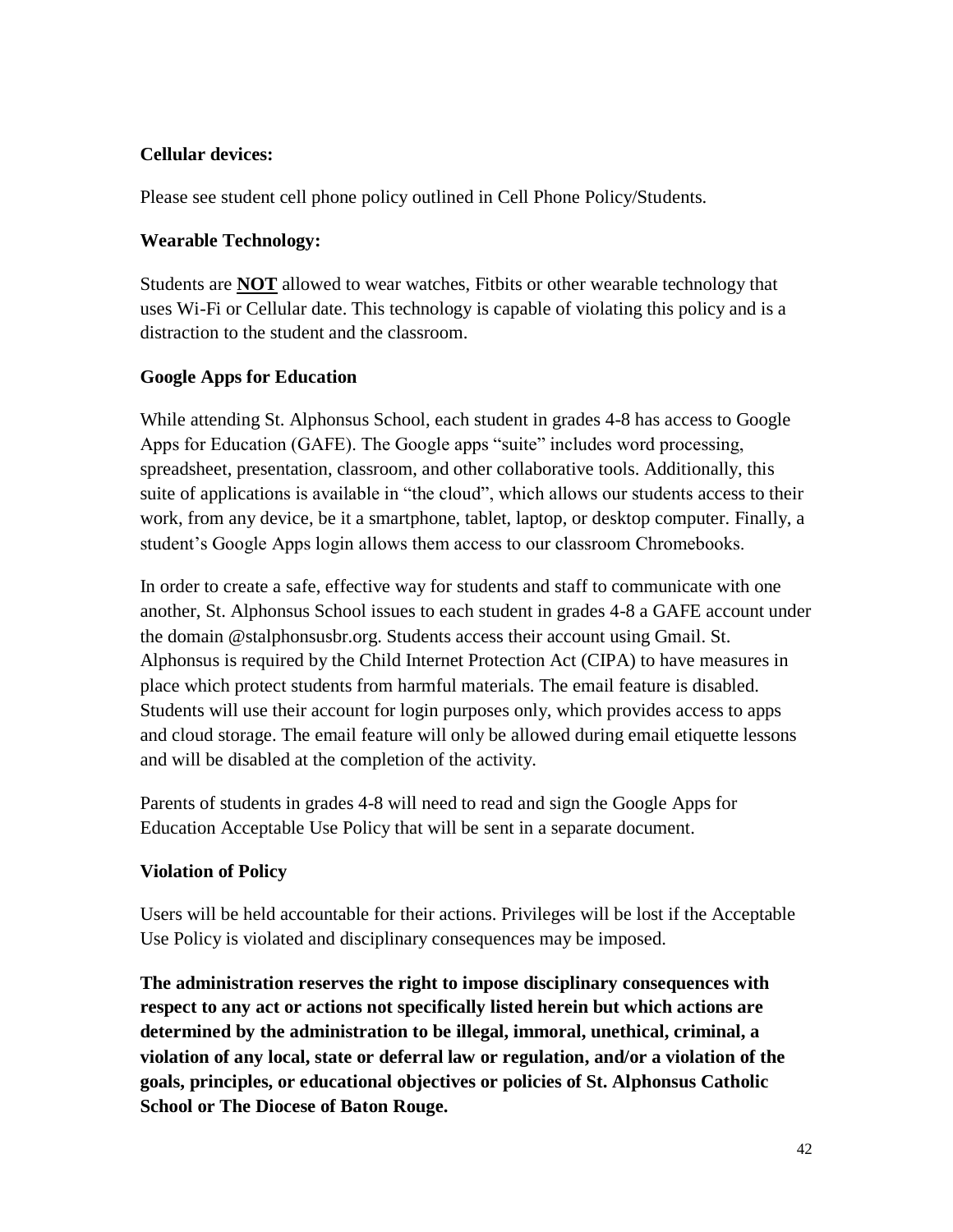**Cellular devices:**

Please see student cell phone policy outlined in Cell Phone Policy/Students.

**Wearable Technology:**

Students are **NOT** allowed to wear watches, Fitbits or other wearable technology that uses Wi-Fi or Cellular date. This technology is capable of violating this policy and is a distraction to the student and the classroom.

**Google Apps for Education**

While attending St. Alphonsus School, each student in grades 4-8 has access to Google Apps for Education (GAFE). The Google apps "suite" includes word processing, spreadsheet, presentation, classroom, and other collaborative tools. Additionally, this suite of applications is available in "the cloud", which allows our students access to their work, from any device, be it a smartphone, tablet, laptop, or desktop computer. Finally, a student's Google Apps login allows them access to our classroom Chromebooks.

In order to create a safe, effective way for students and staff to communicate with one another, St. Alphonsus School issues to each student in grades 4-8 a GAFE account under the domain @stalphonsusbr.org. Students access their account using Gmail. St. Alphonsus is required by the Child Internet Protection Act (CIPA) to have measures in place which protect students from harmful materials. The email feature is disabled. Students will use their account for login purposes only, which provides access to apps and cloud storage. The email feature will only be allowed during email etiquette lessons and will be disabled at the completion of the activity.

Parents of students in grades 4-8 will need to read and sign the Google Apps for Education Acceptable Use Policy that will be sent in a separate document.

**Violation of Policy**

Users will be held accountable for their actions. Privileges will be lost if the Acceptable Use Policy is violated and disciplinary consequences may be imposed.

**The administration reserves the right to impose disciplinary consequences with respect to any act or actions not specifically listed herein but which actions are determined by the administration to be illegal, immoral, unethical, criminal, a violation of any local, state or deferral law or regulation, and/or a violation of the goals, principles, or educational objectives or policies of St. Alphonsus Catholic School or The Diocese of Baton Rouge.**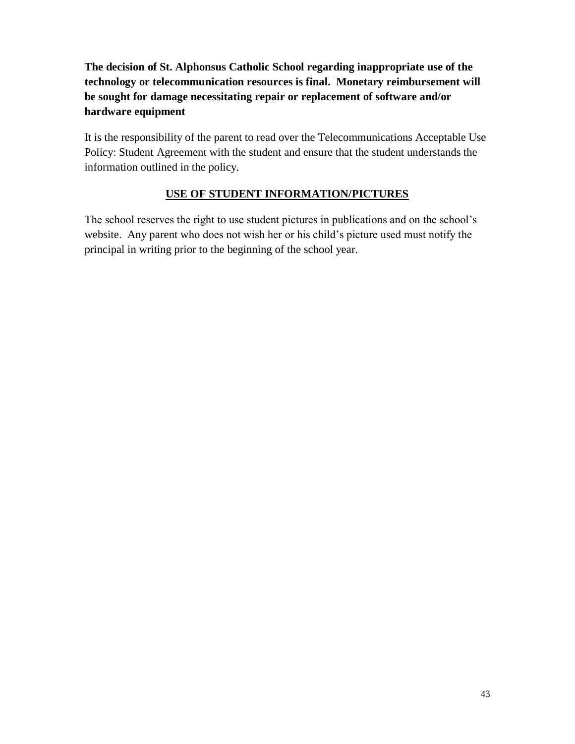**The decision of St. Alphonsus Catholic School regarding inappropriate use of the technology or telecommunication resources is final. Monetary reimbursement will be sought for damage necessitating repair or replacement of software and/or hardware equipment**

It is the responsibility of the parent to read over the Telecommunications Acceptable Use Policy: Student Agreement with the student and ensure that the student understands the information outlined in the policy.

## USE OF STUDENT INFORMATION/PICTURES

The school reserves the right to use student pictures in publications and on the school's website. Any parent who does not wish her or his child's picture used must notify the principal in writing prior to the beginning of the school year.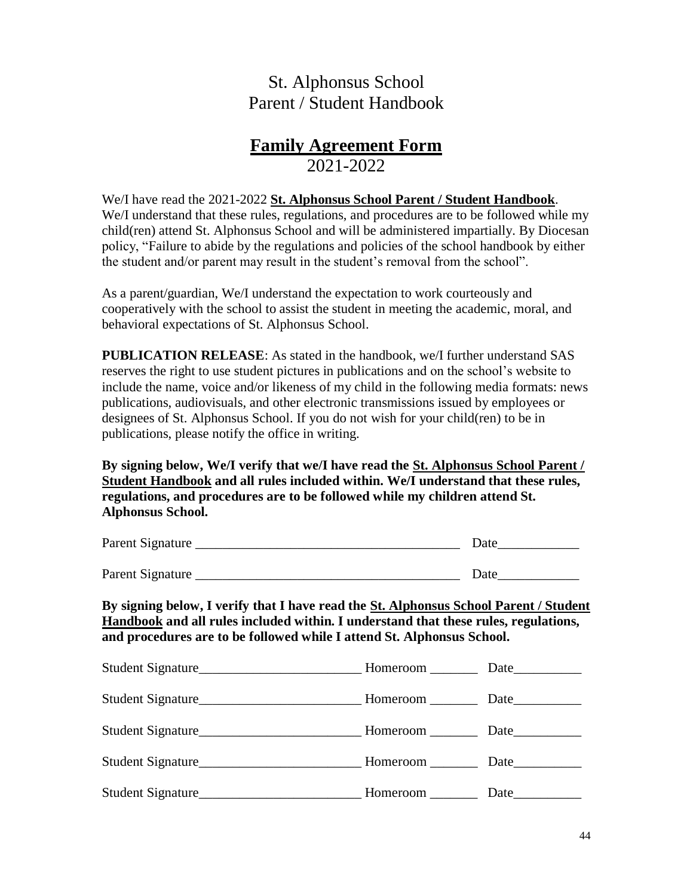St. Alphonsus School
Parent / Student Handbook

# Family Agreement Form

2021-2022

We/I have read the 2021-2022 **St. Alphonsus School Parent / Student Handbook**. We/I understand that these rules, regulations, and procedures are to be followed while my child(ren) attend St. Alphonsus School and will be administered impartially. By Diocesan policy, "Failure to abide by the regulations and policies of the school handbook by either the student and/or parent may result in the student's removal from the school".

As a parent/guardian, We/I understand the expectation to work courteously and cooperatively with the school to assist the student in meeting the academic, moral, and behavioral expectations of St. Alphonsus School.

**PUBLICATION RELEASE**: As stated in the handbook, we/I further understand SAS reserves the right to use student pictures in publications and on the school's website to include the name, voice and/or likeness of my child in the following media formats: news publications, audiovisuals, and other electronic transmissions issued by employees or designees of St. Alphonsus School. If you do not wish for your child(ren) to be in publications, please notify the office in writing.

**By signing below, We/I verify that we/I have read the St. Alphonsus School Parent / Student Handbook and all rules included within. We/I understand that these rules, regulations, and procedures are to be followed while my children attend St. Alphonsus School.**

Parent Signature _______________________________________ Date____________

Parent Signature _______________________________________ Date____________

**By signing below, I verify that I have read the St. Alphonsus School Parent / Student Handbook and all rules included within. I understand that these rules, regulations, and procedures are to be followed while I attend St. Alphonsus School.**

Student Signature________________________ Homeroom _______ Date__________

Student Signature________________________ Homeroom _______ Date__________

Student Signature________________________ Homeroom _______ Date__________

Student Signature________________________ Homeroom _______ Date__________

Student Signature________________________ Homeroom _______ Date__________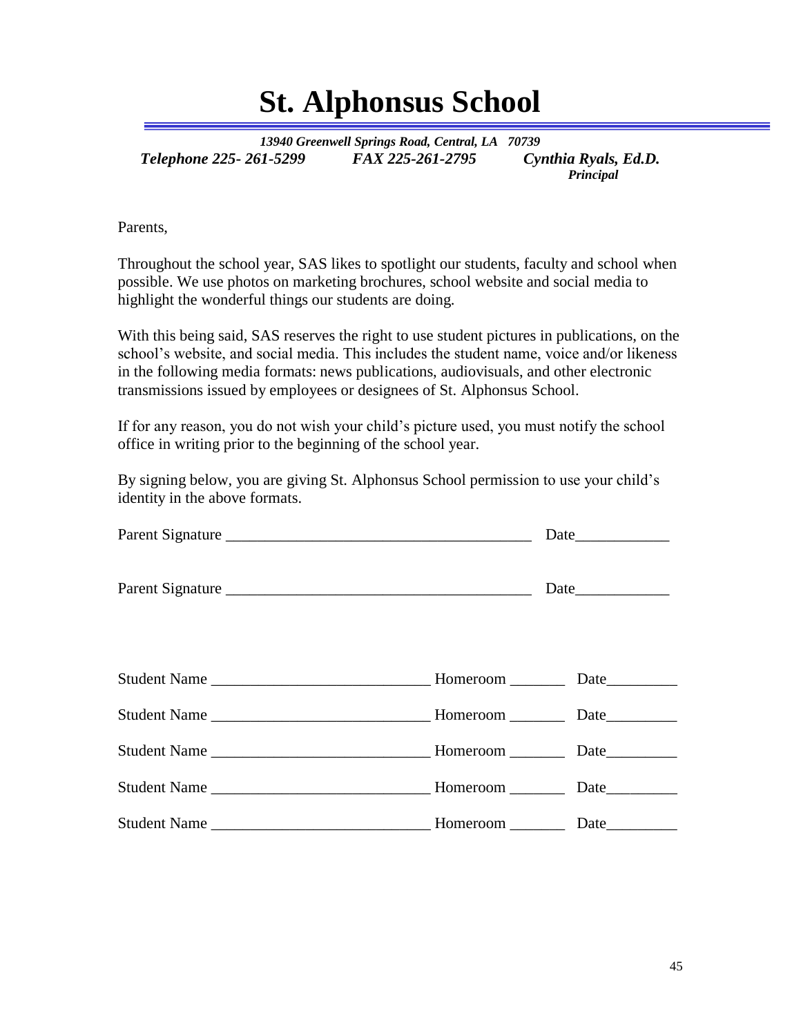# St. Alphonsus School

***13940 Greenwell Springs Road, Central, LA 70739***

***Telephone 225- 261-5299*** ***FAX 225-261-2795*** ***Cynthia Ryals, Ed.D.***
***Principal***

Parents,

Throughout the school year, SAS likes to spotlight our students, faculty and school when possible. We use photos on marketing brochures, school website and social media to highlight the wonderful things our students are doing.

With this being said, SAS reserves the right to use student pictures in publications, on the school's website, and social media. This includes the student name, voice and/or likeness in the following media formats: news publications, audiovisuals, and other electronic transmissions issued by employees or designees of St. Alphonsus School.

If for any reason, you do not wish your child's picture used, you must notify the school office in writing prior to the beginning of the school year.

By signing below, you are giving St. Alphonsus School permission to use your child's identity in the above formats.

Parent Signature _______________________________________ Date____________

Parent Signature _______________________________________ Date____________

Student Name ___________________________ Homeroom _______ Date_________

Student Name ___________________________ Homeroom _______ Date_________

Student Name ___________________________ Homeroom _______ Date_________

Student Name ___________________________ Homeroom _______ Date_________

Student Name ___________________________ Homeroom _______ Date_________